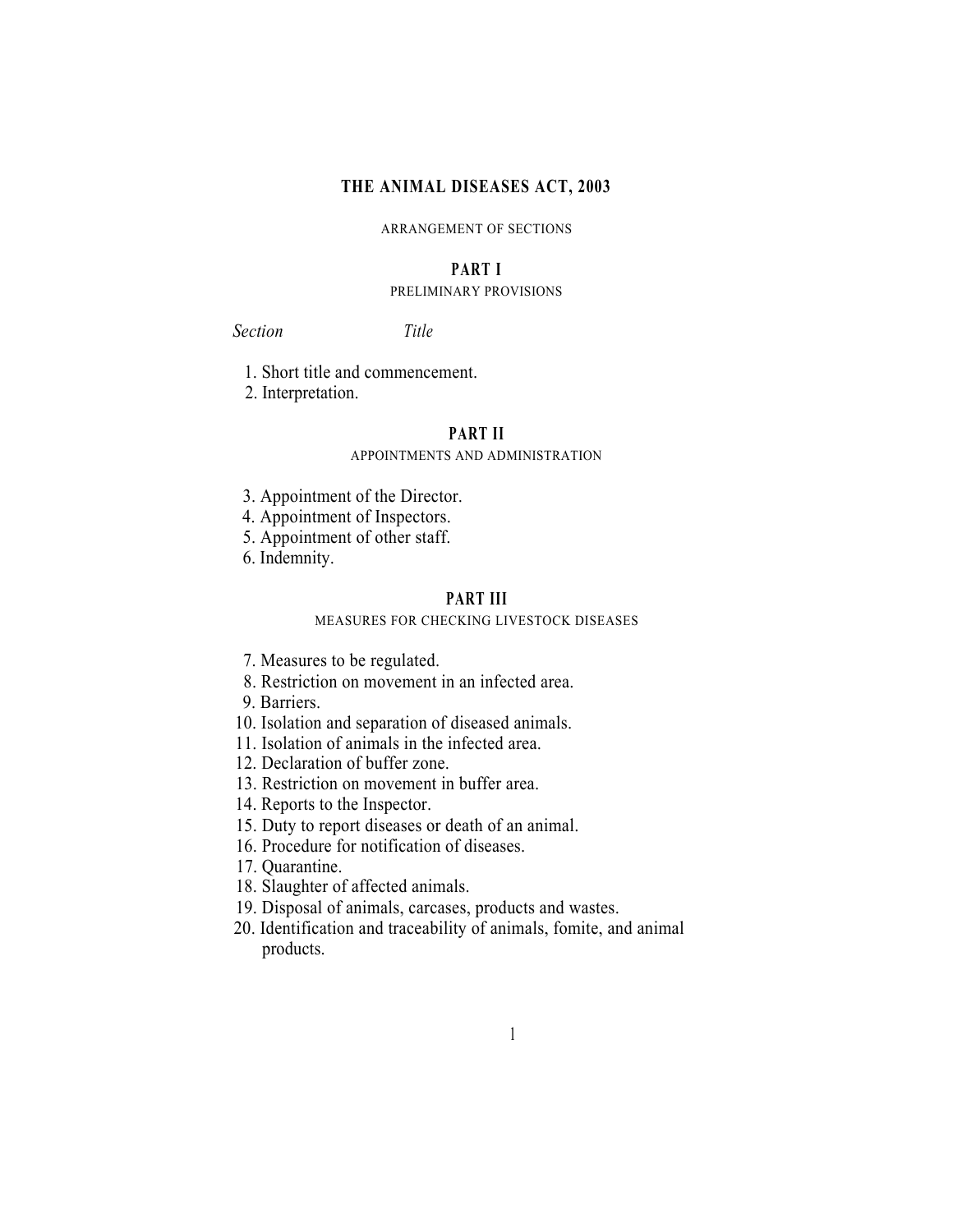# THE ANIMAL DISEASES ACT, 2003

ARRANGEMENT OF SECTIONS

## PART I

PRELIMINARY PROVISIONS

*Section* *Title*

1. Short title and commencement.
2. Interpretation.

## PART II

APPOINTMENTS AND ADMINISTRATION

3. Appointment of the Director.
4. Appointment of Inspectors.
5. Appointment of other staff.
6. Indemnity.

## PART III

MEASURES FOR CHECKING LIVESTOCK DISEASES

7. Measures to be regulated.
8. Restriction on movement in an infected area.
9. Barriers.
10. Isolation and separation of diseased animals.
11. Isolation of animals in the infected area.
12. Declaration of buffer zone.
13. Restriction on movement in buffer area.
14. Reports to the Inspector.
15. Duty to report diseases or death of an animal.
16. Procedure for notification of diseases.
17. Quarantine.
18. Slaughter of affected animals.
19. Disposal of animals, carcases, products and wastes.
20. Identification and traceability of animals, fomite, and animal products.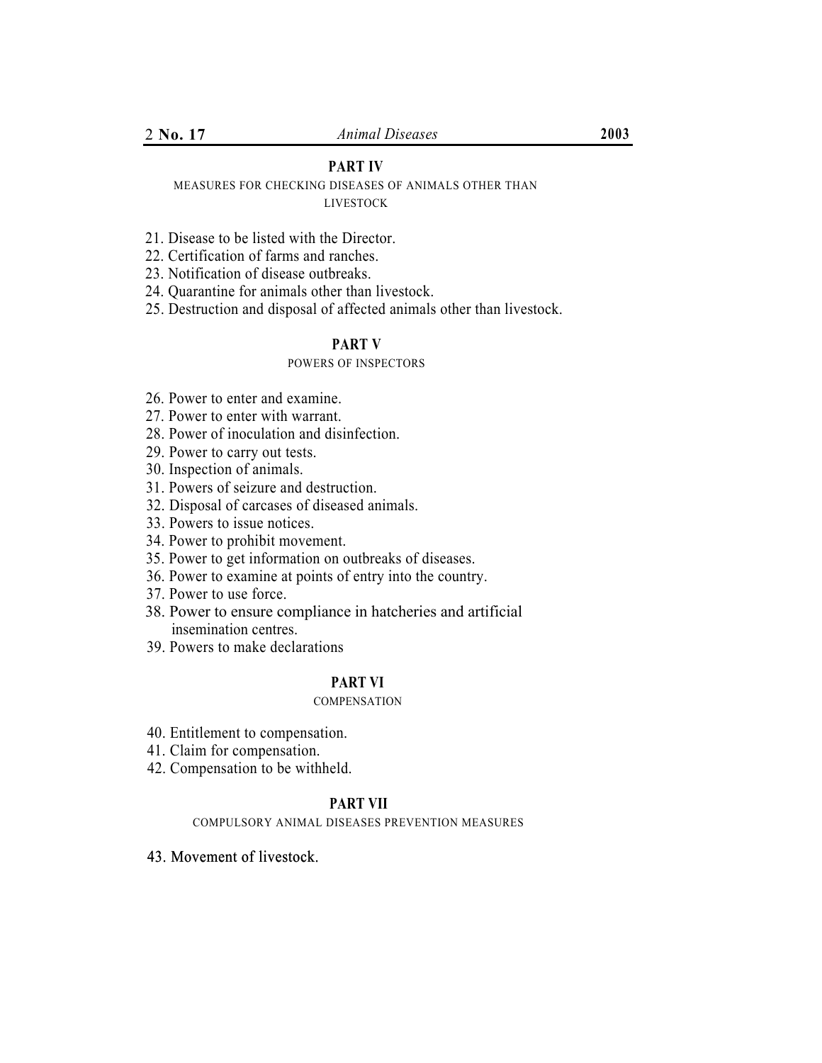## PART IV

MEASURES FOR CHECKING DISEASES OF ANIMALS OTHER THAN LIVESTOCK

21. Disease to be listed with the Director.
22. Certification of farms and ranches.
23. Notification of disease outbreaks.
24. Quarantine for animals other than livestock.
25. Destruction and disposal of affected animals other than livestock.

## PART V

POWERS OF INSPECTORS

26. Power to enter and examine.
27. Power to enter with warrant.
28. Power of inoculation and disinfection.
29. Power to carry out tests.
30. Inspection of animals.
31. Powers of seizure and destruction.
32. Disposal of carcases of diseased animals.
33. Powers to issue notices.
34. Power to prohibit movement.
35. Power to get information on outbreaks of diseases.
36. Power to examine at points of entry into the country.
37. Power to use force.
38. Power to ensure compliance in hatcheries and artificial insemination centres.
39. Powers to make declarations

## PART VI

COMPENSATION

40. Entitlement to compensation.
41. Claim for compensation.
42. Compensation to be withheld.

## PART VII

COMPULSORY ANIMAL DISEASES PREVENTION MEASURES

43. Movement of livestock.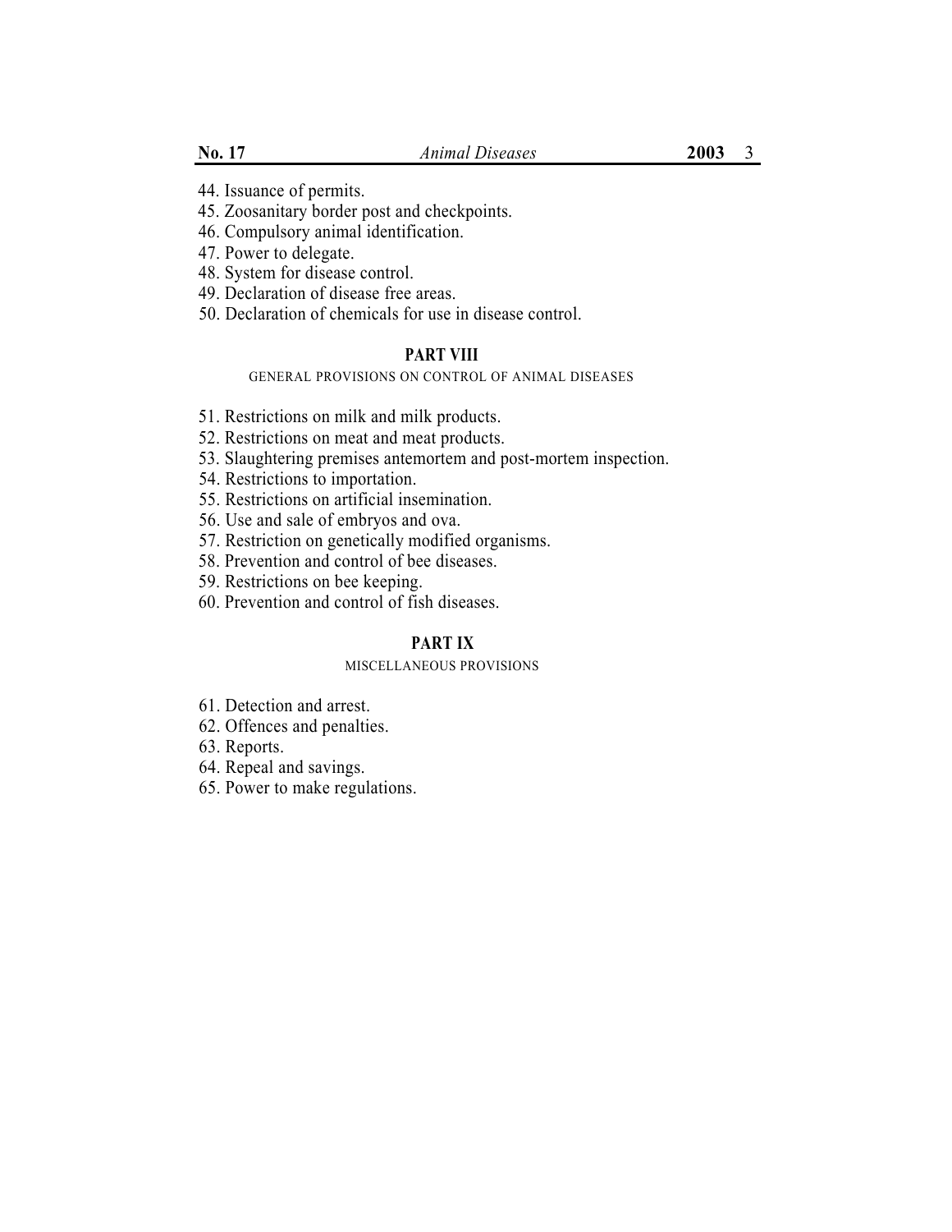44. Issuance of permits.
45. Zoosanitary border post and checkpoints.
46. Compulsory animal identification.
47. Power to delegate.
48. System for disease control.
49. Declaration of disease free areas.
50. Declaration of chemicals for use in disease control.

## PART VIII

GENERAL PROVISIONS ON CONTROL OF ANIMAL DISEASES

51. Restrictions on milk and milk products.
52. Restrictions on meat and meat products.
53. Slaughtering premises antemortem and post-mortem inspection.
54. Restrictions to importation.
55. Restrictions on artificial insemination.
56. Use and sale of embryos and ova.
57. Restriction on genetically modified organisms.
58. Prevention and control of bee diseases.
59. Restrictions on bee keeping.
60. Prevention and control of fish diseases.

## PART IX

MISCELLANEOUS PROVISIONS

61. Detection and arrest.
62. Offences and penalties.
63. Reports.
64. Repeal and savings.
65. Power to make regulations.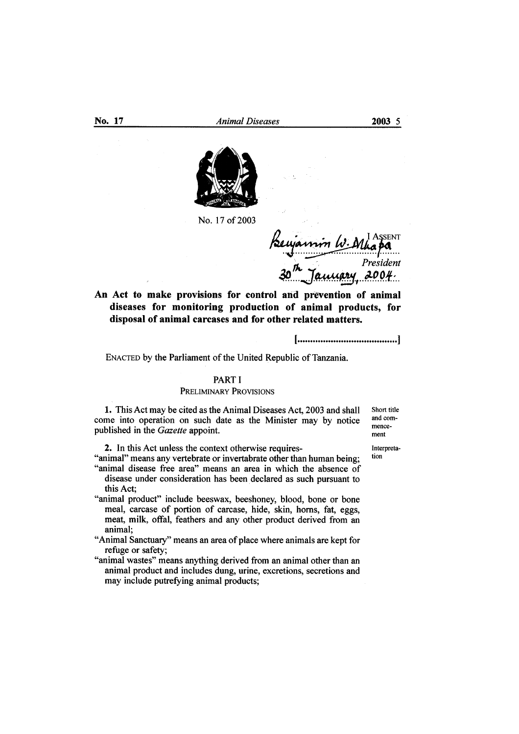No. 17 of 2003

I ASSENT

Benjamin W. Mkapa

*President*

30th January, 2004.

**An Act to make provisions for control and prevention of animal diseases for monitoring production of animal products, for disposal of animal carcases and for other related matters.**

[......................................]

ENACTED by the Parliament of the United Republic of Tanzania.

## PART I

### PRELIMINARY PROVISIONS

Short title and commencement

**1.** This Act may be cited as the Animal Diseases Act, 2003 and shall come into operation on such date as the Minister may by notice published in the *Gazette* appoint.

Interpretation

**2.** In this Act unless the context otherwise requires-

"animal" means any vertebrate or invertatbrate other than human being;

"animal disease free area" means an area in which the absence of disease under consideration has been declared as such pursuant to this Act;

"animal product" include beeswax, beeshoney, blood, bone or bone meal, carcase of portion of carcase, hide, skin, horns, fat, eggs, meat, milk, offal, feathers and any other product derived from an animal;

"Animal Sanctuary" means an area of place where animals are kept for refuge or safety;

"animal wastes" means anything derived from an animal other than an animal product and includes dung, urine, excretions, secretions and may include putrefying animal products;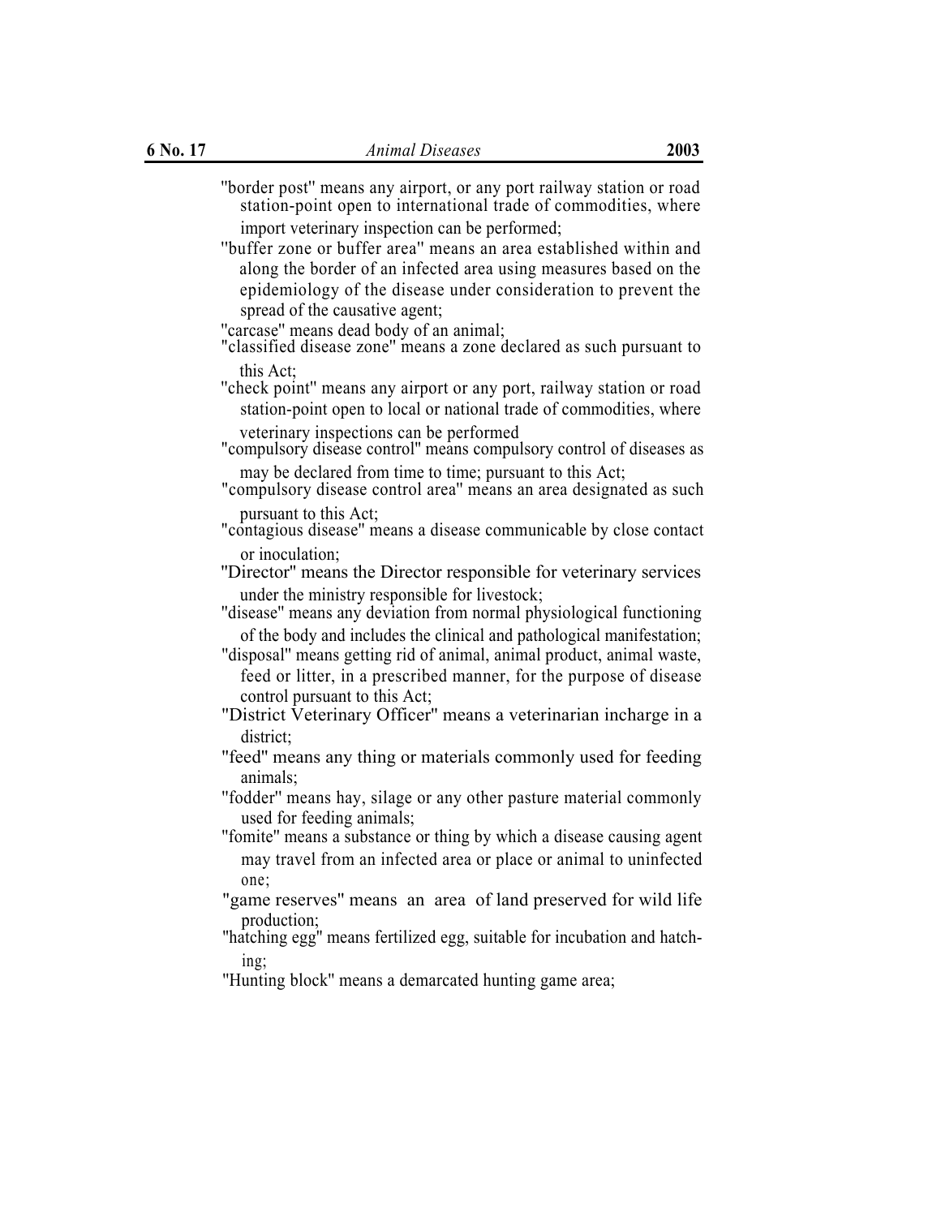"border post" means any airport, or any port railway station or road station-point open to international trade of commodities, where import veterinary inspection can be performed;

"buffer zone or buffer area" means an area established within and along the border of an infected area using measures based on the epidemiology of the disease under consideration to prevent the spread of the causative agent;

"carcase" means dead body of an animal;

"classified disease zone" means a zone declared as such pursuant to this Act;

"check point" means any airport or any port, railway station or road station-point open to local or national trade of commodities, where veterinary inspections can be performed

"compulsory disease control" means compulsory control of diseases as may be declared from time to time; pursuant to this Act;

"compulsory disease control area" means an area designated as such pursuant to this Act;

"contagious disease" means a disease communicable by close contact or inoculation;

"Director" means the Director responsible for veterinary services under the ministry responsible for livestock;

"disease" means any deviation from normal physiological functioning of the body and includes the clinical and pathological manifestation;

"disposal" means getting rid of animal, animal product, animal waste, feed or litter, in a prescribed manner, for the purpose of disease control pursuant to this Act;

"District Veterinary Officer" means a veterinarian incharge in a district;

"feed" means any thing or materials commonly used for feeding animals;

"fodder" means hay, silage or any other pasture material commonly used for feeding animals;

"fomite" means a substance or thing by which a disease causing agent may travel from an infected area or place or animal to uninfected one;

"game reserves" means an area of land preserved for wild life production;

"hatching egg" means fertilized egg, suitable for incubation and hatching;

"Hunting block" means a demarcated hunting game area;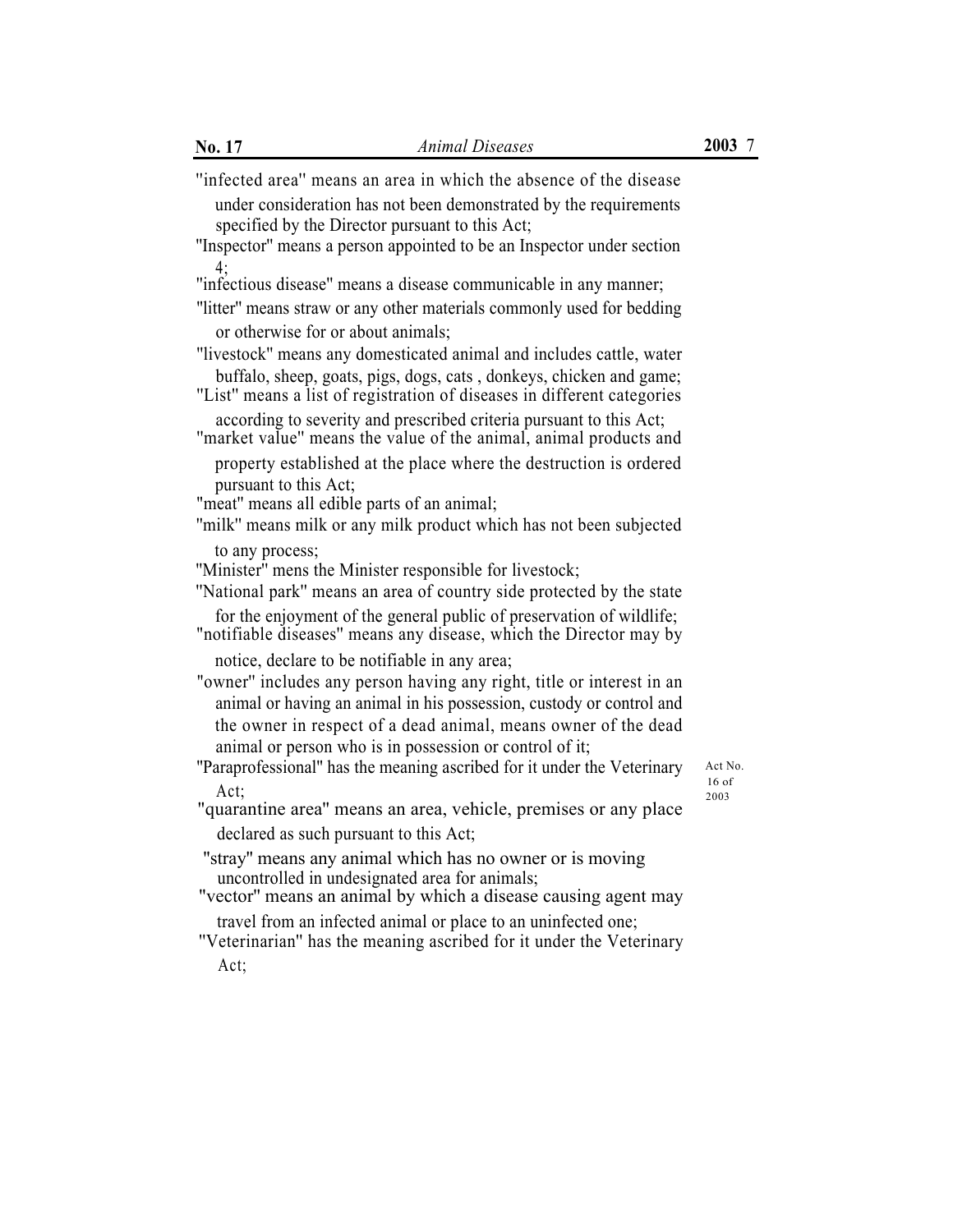"infected area" means an area in which the absence of the disease under consideration has not been demonstrated by the requirements specified by the Director pursuant to this Act;

"Inspector" means a person appointed to be an Inspector under section 4;

"infectious disease" means a disease communicable in any manner;

"litter" means straw or any other materials commonly used for bedding or otherwise for or about animals;

"livestock" means any domesticated animal and includes cattle, water buffalo, sheep, goats, pigs, dogs, cats , donkeys, chicken and game;

"List" means a list of registration of diseases in different categories according to severity and prescribed criteria pursuant to this Act;

"market value" means the value of the animal, animal products and property established at the place where the destruction is ordered pursuant to this Act;

"meat" means all edible parts of an animal;

"milk" means milk or any milk product which has not been subjected to any process;

"Minister" mens the Minister responsible for livestock;

"National park" means an area of country side protected by the state for the enjoyment of the general public of preservation of wildlife;

"notifiable diseases" means any disease, which the Director may by notice, declare to be notifiable in any area;

"owner" includes any person having any right, title or interest in an animal or having an animal in his possession, custody or control and the owner in respect of a dead animal, means owner of the dead animal or person who is in possession or control of it;

"Paraprofessional" has the meaning ascribed for it under the Veterinary Act;

Act No. 16 of 2003

"quarantine area" means an area, vehicle, premises or any place declared as such pursuant to this Act;

"stray" means any animal which has no owner or is moving uncontrolled in undesignated area for animals;

"vector" means an animal by which a disease causing agent may travel from an infected animal or place to an uninfected one;

"Veterinarian" has the meaning ascribed for it under the Veterinary Act;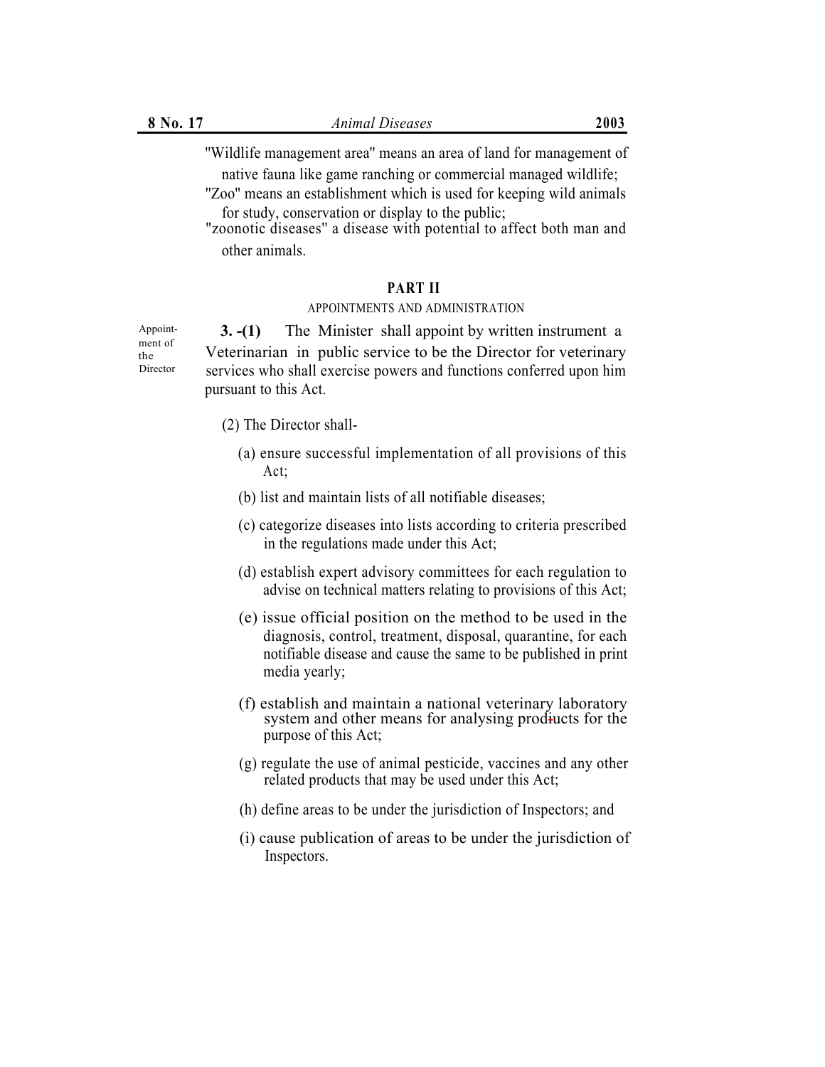"Wildlife management area" means an area of land for management of native fauna like game ranching or commercial managed wildlife;

"Zoo" means an establishment which is used for keeping wild animals for study, conservation or display to the public;

"zoonotic diseases" a disease with potential to affect both man and other animals.

## PART II

### APPOINTMENTS AND ADMINISTRATION

Appointment of the Director

**3. -(1)** The Minister shall appoint by written instrument a Veterinarian in public service to be the Director for veterinary services who shall exercise powers and functions conferred upon him pursuant to this Act.

(2) The Director shall-

(a) ensure successful implementation of all provisions of this Act;

(b) list and maintain lists of all notifiable diseases;

(c) categorize diseases into lists according to criteria prescribed in the regulations made under this Act;

(d) establish expert advisory committees for each regulation to advise on technical matters relating to provisions of this Act;

(e) issue official position on the method to be used in the diagnosis, control, treatment, disposal, quarantine, for each notifiable disease and cause the same to be published in print media yearly;

(f) establish and maintain a national veterinary laboratory system and other means for analysing products for the purpose of this Act;

(g) regulate the use of animal pesticide, vaccines and any other related products that may be used under this Act;

(h) define areas to be under the jurisdiction of Inspectors; and

(i) cause publication of areas to be under the jurisdiction of Inspectors.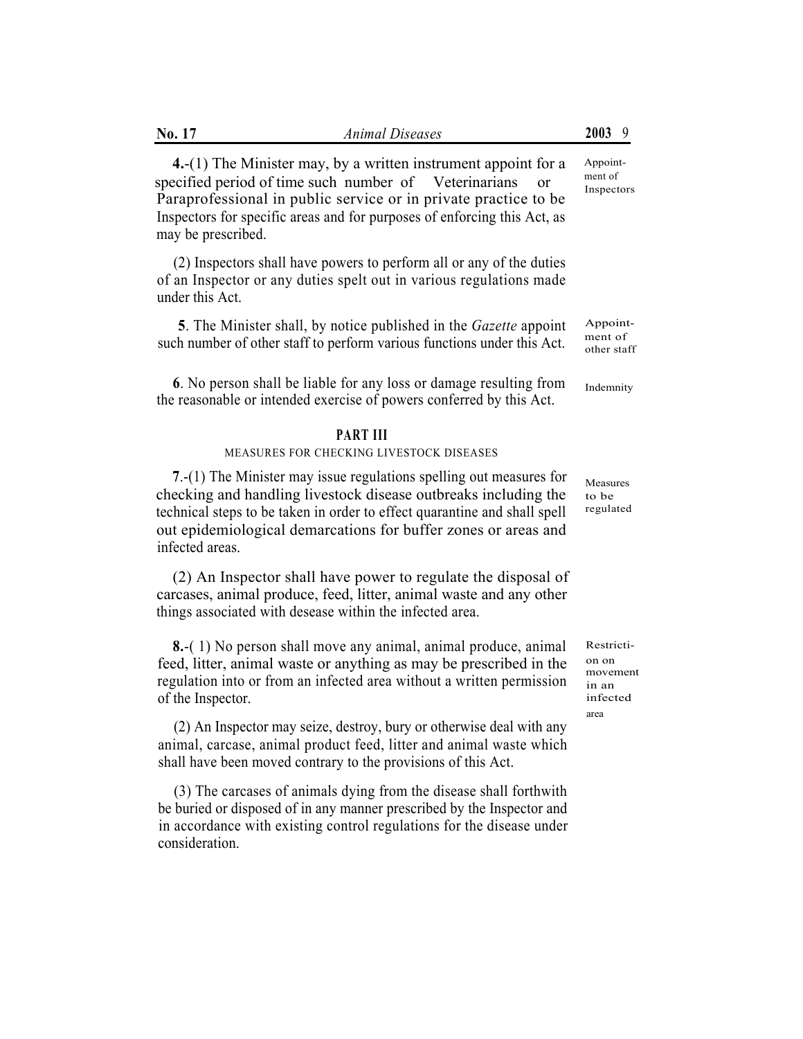**4.**-(1) The Minister may, by a written instrument appoint for a specified period of time such number of Veterinarians or Paraprofessional in public service or in private practice to be Inspectors for specific areas and for purposes of enforcing this Act, as may be prescribed.

Appointment of Inspectors

(2) Inspectors shall have powers to perform all or any of the duties of an Inspector or any duties spelt out in various regulations made under this Act.

**5**. The Minister shall, by notice published in the *Gazette* appoint such number of other staff to perform various functions under this Act.

Appointment of other staff

**6**. No person shall be liable for any loss or damage resulting from the reasonable or intended exercise of powers conferred by this Act.

Indemnity

## PART III

### MEASURES FOR CHECKING LIVESTOCK DISEASES

**7**.-(1) The Minister may issue regulations spelling out measures for checking and handling livestock disease outbreaks including the technical steps to be taken in order to effect quarantine and shall spell out epidemiological demarcations for buffer zones or areas and infected areas.

Measures to be regulated

(2) An Inspector shall have power to regulate the disposal of carcases, animal produce, feed, litter, animal waste and any other things associated with desease within the infected area.

**8.**-( 1) No person shall move any animal, animal produce, animal feed, litter, animal waste or anything as may be prescribed in the regulation into or from an infected area without a written permission of the Inspector.

Restriction on movement in an infected area

(2) An Inspector may seize, destroy, bury or otherwise deal with any animal, carcase, animal product feed, litter and animal waste which shall have been moved contrary to the provisions of this Act.

(3) The carcases of animals dying from the disease shall forthwith be buried or disposed of in any manner prescribed by the Inspector and in accordance with existing control regulations for the disease under consideration.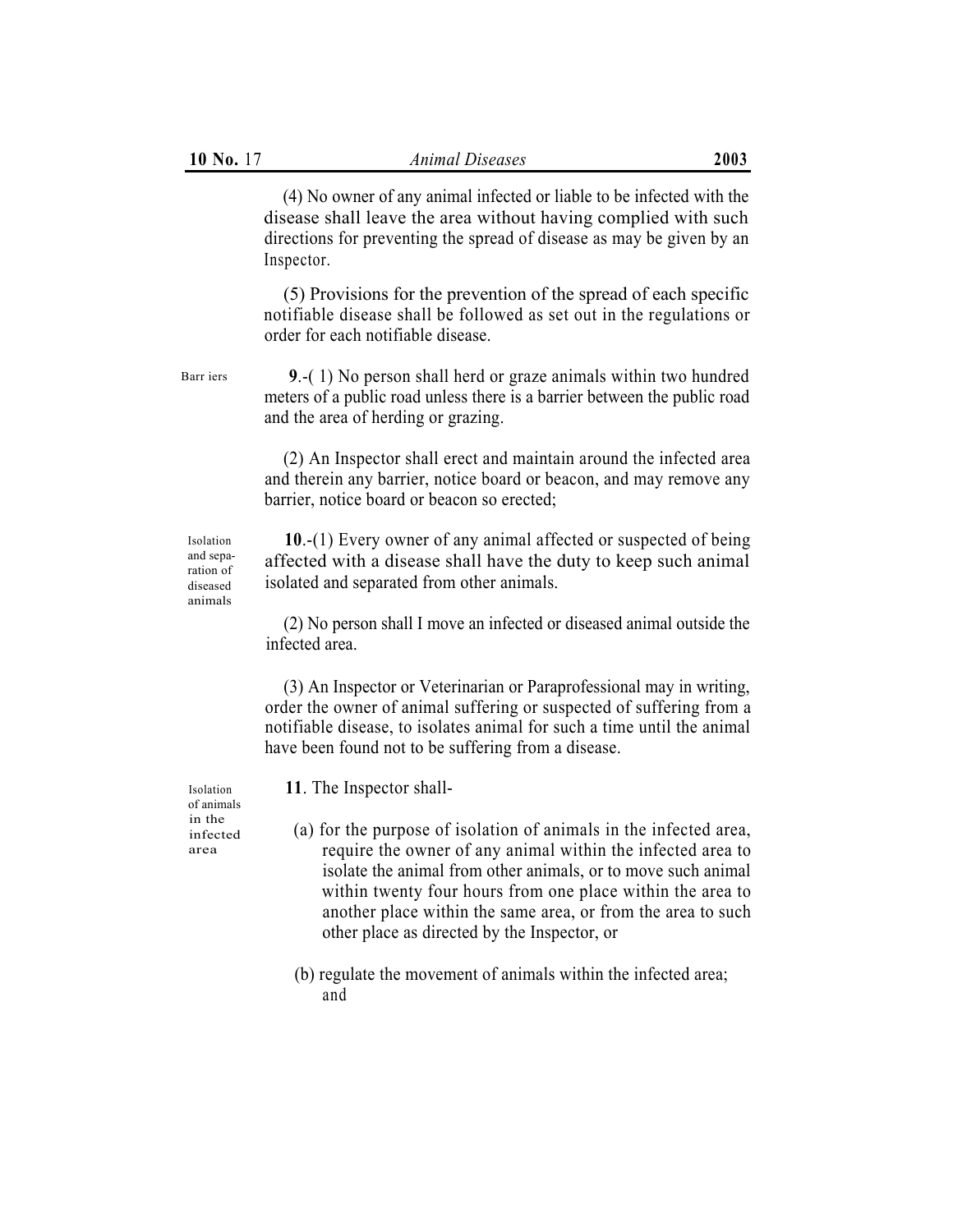(4) No owner of any animal infected or liable to be infected with the disease shall leave the area without having complied with such directions for preventing the spread of disease as may be given by an Inspector.

(5) Provisions for the prevention of the spread of each specific notifiable disease shall be followed as set out in the regulations or order for each notifiable disease.

Barr iers

**9**.-( 1) No person shall herd or graze animals within two hundred meters of a public road unless there is a barrier between the public road and the area of herding or grazing.

(2) An Inspector shall erect and maintain around the infected area and therein any barrier, notice board or beacon, and may remove any barrier, notice board or beacon so erected;

Isolation and separation of diseased animals

**10**.-(1) Every owner of any animal affected or suspected of being affected with a disease shall have the duty to keep such animal isolated and separated from other animals.

(2) No person shall I move an infected or diseased animal outside the infected area.

(3) An Inspector or Veterinarian or Paraprofessional may in writing, order the owner of animal suffering or suspected of suffering from a notifiable disease, to isolates animal for such a time until the animal have been found not to be suffering from a disease.

Isolation of animals in the infected area

**11**. The Inspector shall-

(a) for the purpose of isolation of animals in the infected area, require the owner of any animal within the infected area to isolate the animal from other animals, or to move such animal within twenty four hours from one place within the area to another place within the same area, or from the area to such other place as directed by the Inspector, or

(b) regulate the movement of animals within the infected area; and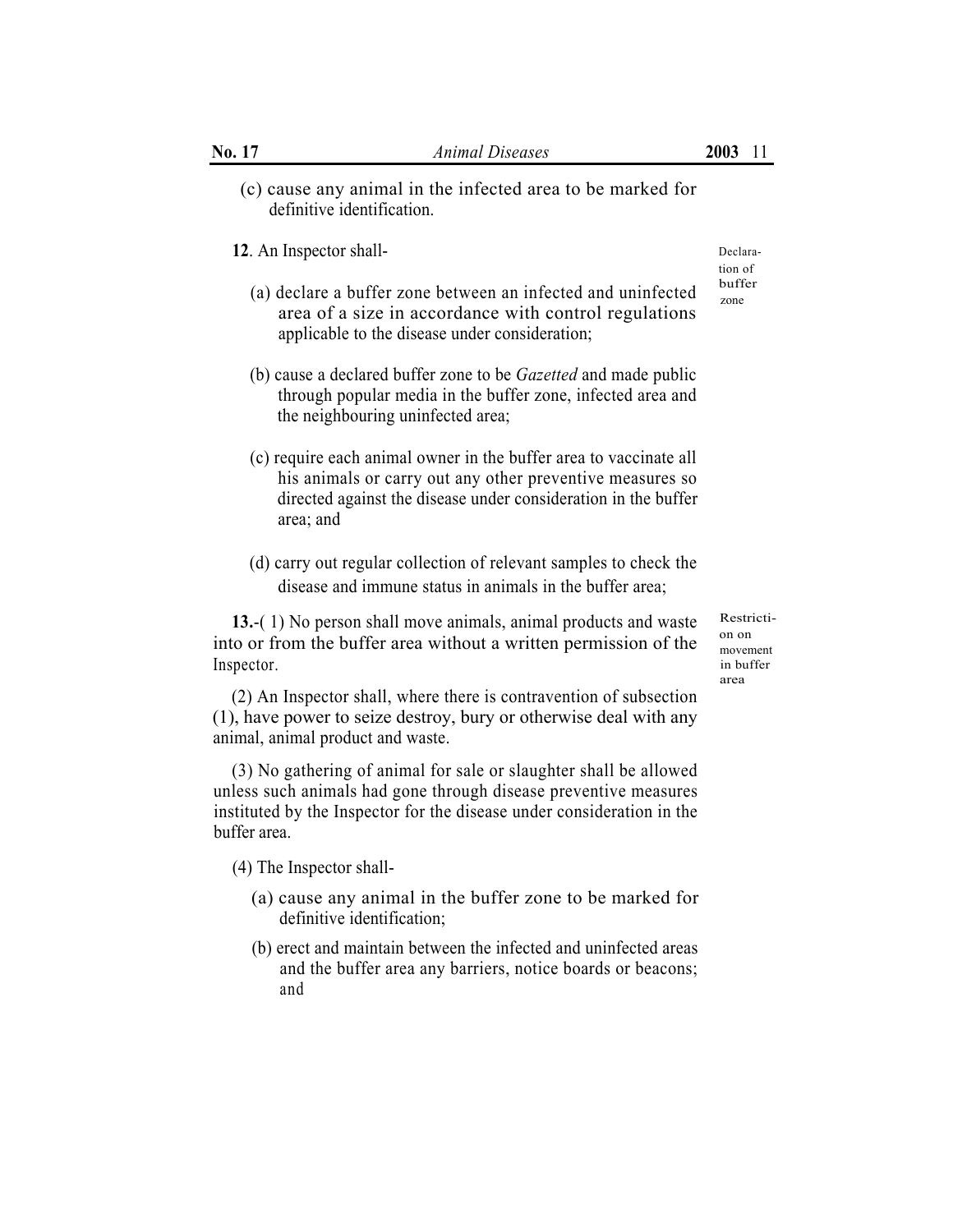(c) cause any animal in the infected area to be marked for definitive identification.

Declaration of buffer zone

**12**. An Inspector shall-

(a) declare a buffer zone between an infected and uninfected area of a size in accordance with control regulations applicable to the disease under consideration;

(b) cause a declared buffer zone to be *Gazetted* and made public through popular media in the buffer zone, infected area and the neighbouring uninfected area;

(c) require each animal owner in the buffer area to vaccinate all his animals or carry out any other preventive measures so directed against the disease under consideration in the buffer area; and

(d) carry out regular collection of relevant samples to check the disease and immune status in animals in the buffer area;

Restriction on movement in buffer area

**13.**-( 1) No person shall move animals, animal products and waste into or from the buffer area without a written permission of the Inspector.

(2) An Inspector shall, where there is contravention of subsection (1), have power to seize destroy, bury or otherwise deal with any animal, animal product and waste.

(3) No gathering of animal for sale or slaughter shall be allowed unless such animals had gone through disease preventive measures instituted by the Inspector for the disease under consideration in the buffer area.

(4) The Inspector shall-

(a) cause any animal in the buffer zone to be marked for definitive identification;

(b) erect and maintain between the infected and uninfected areas and the buffer area any barriers, notice boards or beacons; and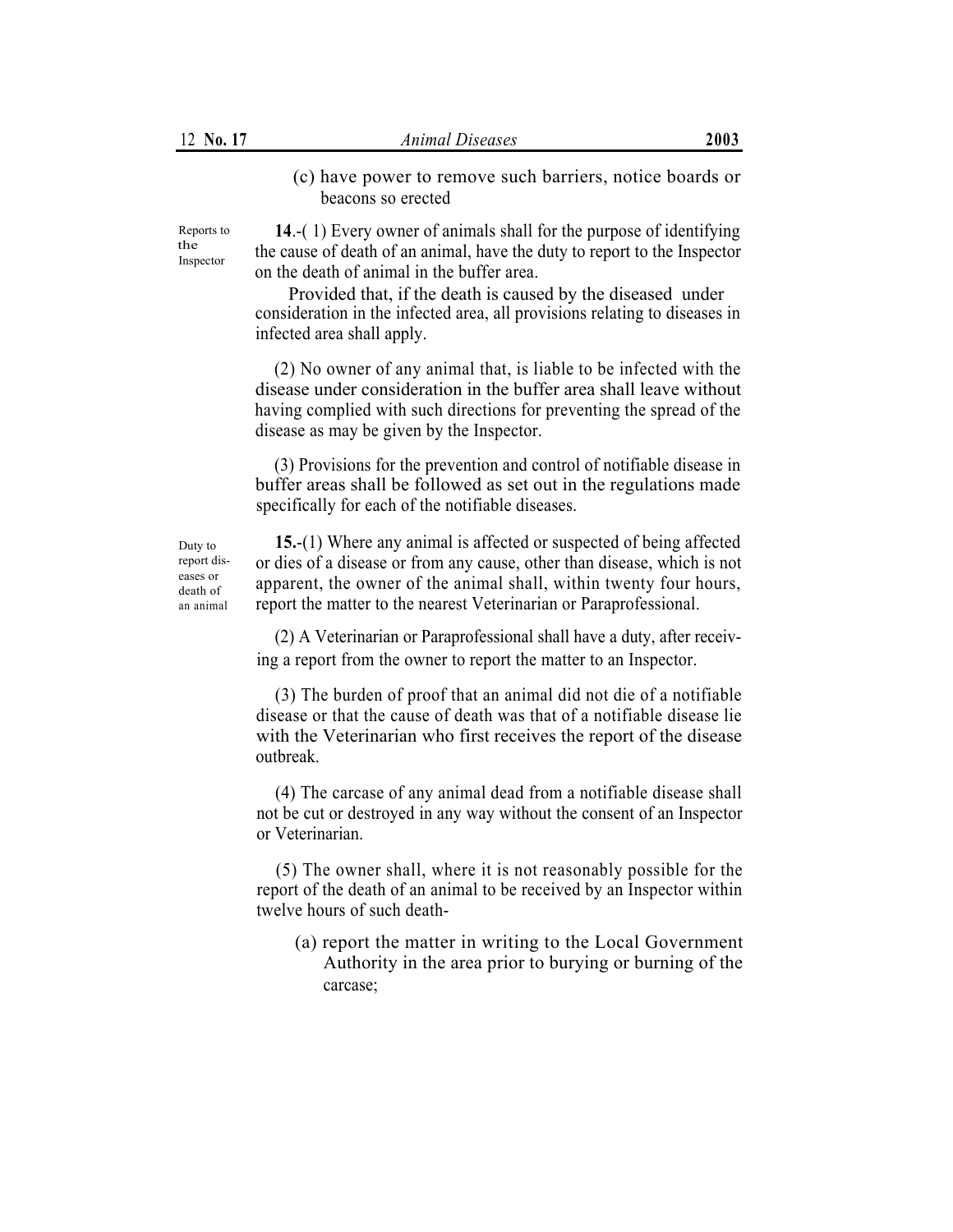(c) have power to remove such barriers, notice boards or beacons so erected

Reports to the Inspector

**14**.-( 1) Every owner of animals shall for the purpose of identifying the cause of death of an animal, have the duty to report to the Inspector on the death of animal in the buffer area.

Provided that, if the death is caused by the diseased under consideration in the infected area, all provisions relating to diseases in infected area shall apply.

(2) No owner of any animal that, is liable to be infected with the disease under consideration in the buffer area shall leave without having complied with such directions for preventing the spread of the disease as may be given by the Inspector.

(3) Provisions for the prevention and control of notifiable disease in buffer areas shall be followed as set out in the regulations made specifically for each of the notifiable diseases.

Duty to report diseases or death of an animal

**15.**-(1) Where any animal is affected or suspected of being affected or dies of a disease or from any cause, other than disease, which is not apparent, the owner of the animal shall, within twenty four hours, report the matter to the nearest Veterinarian or Paraprofessional.

(2) A Veterinarian or Paraprofessional shall have a duty, after receiving a report from the owner to report the matter to an Inspector.

(3) The burden of proof that an animal did not die of a notifiable disease or that the cause of death was that of a notifiable disease lie with the Veterinarian who first receives the report of the disease outbreak.

(4) The carcase of any animal dead from a notifiable disease shall not be cut or destroyed in any way without the consent of an Inspector or Veterinarian.

(5) The owner shall, where it is not reasonably possible for the report of the death of an animal to be received by an Inspector within twelve hours of such death-

(a) report the matter in writing to the Local Government Authority in the area prior to burying or burning of the carcase;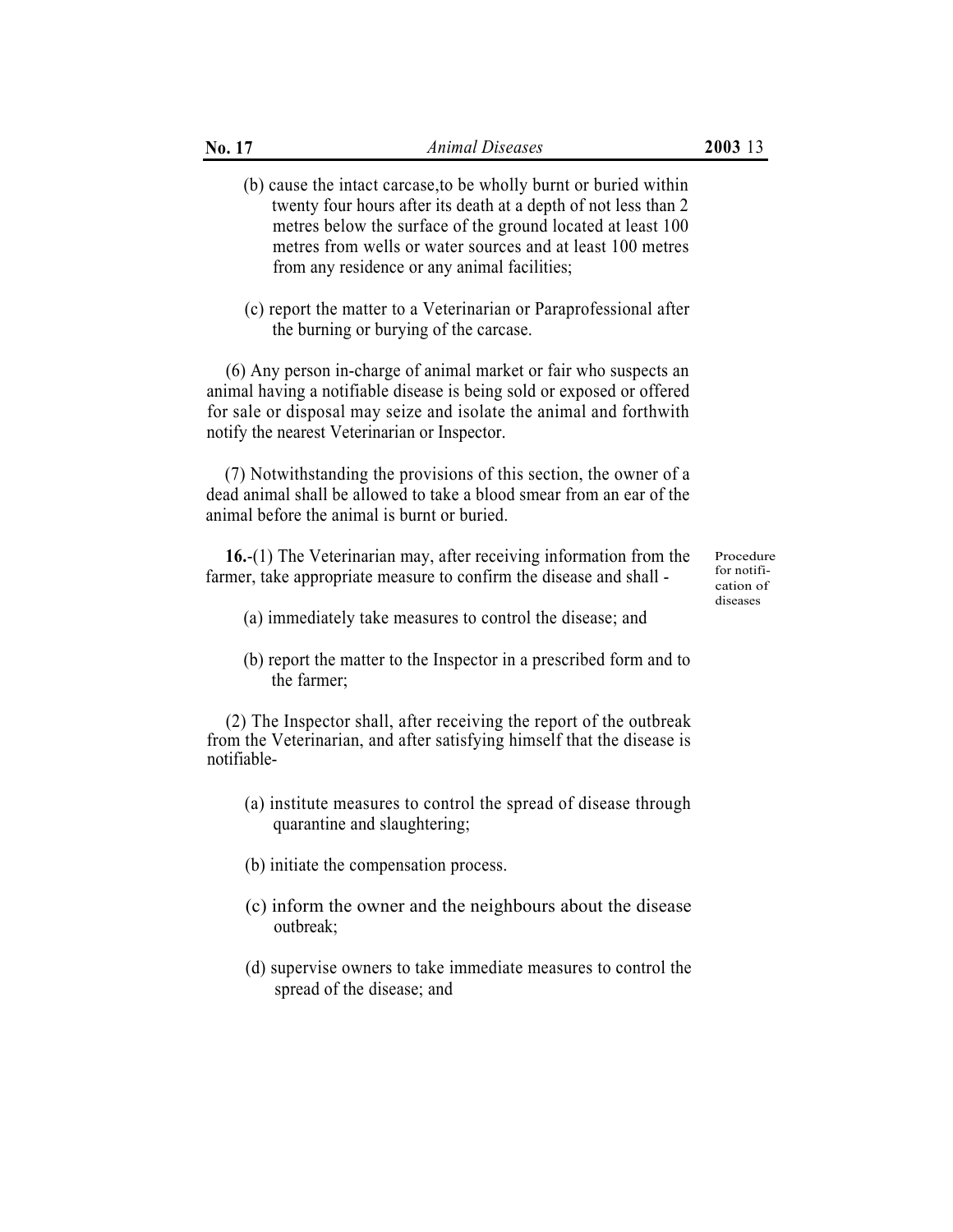(b) cause the intact carcase,to be wholly burnt or buried within twenty four hours after its death at a depth of not less than 2 metres below the surface of the ground located at least 100 metres from wells or water sources and at least 100 metres from any residence or any animal facilities;

(c) report the matter to a Veterinarian or Paraprofessional after the burning or burying of the carcase.

(6) Any person in-charge of animal market or fair who suspects an animal having a notifiable disease is being sold or exposed or offered for sale or disposal may seize and isolate the animal and forthwith notify the nearest Veterinarian or Inspector.

(7) Notwithstanding the provisions of this section, the owner of a dead animal shall be allowed to take a blood smear from an ear of the animal before the animal is burnt or buried.

Procedure for notification of diseases

**16.**-(1) The Veterinarian may, after receiving information from the farmer, take appropriate measure to confirm the disease and shall -

(a) immediately take measures to control the disease; and

(b) report the matter to the Inspector in a prescribed form and to the farmer;

(2) The Inspector shall, after receiving the report of the outbreak from the Veterinarian, and after satisfying himself that the disease is notifiable-

(a) institute measures to control the spread of disease through quarantine and slaughtering;

(b) initiate the compensation process.

(c) inform the owner and the neighbours about the disease outbreak;

(d) supervise owners to take immediate measures to control the spread of the disease; and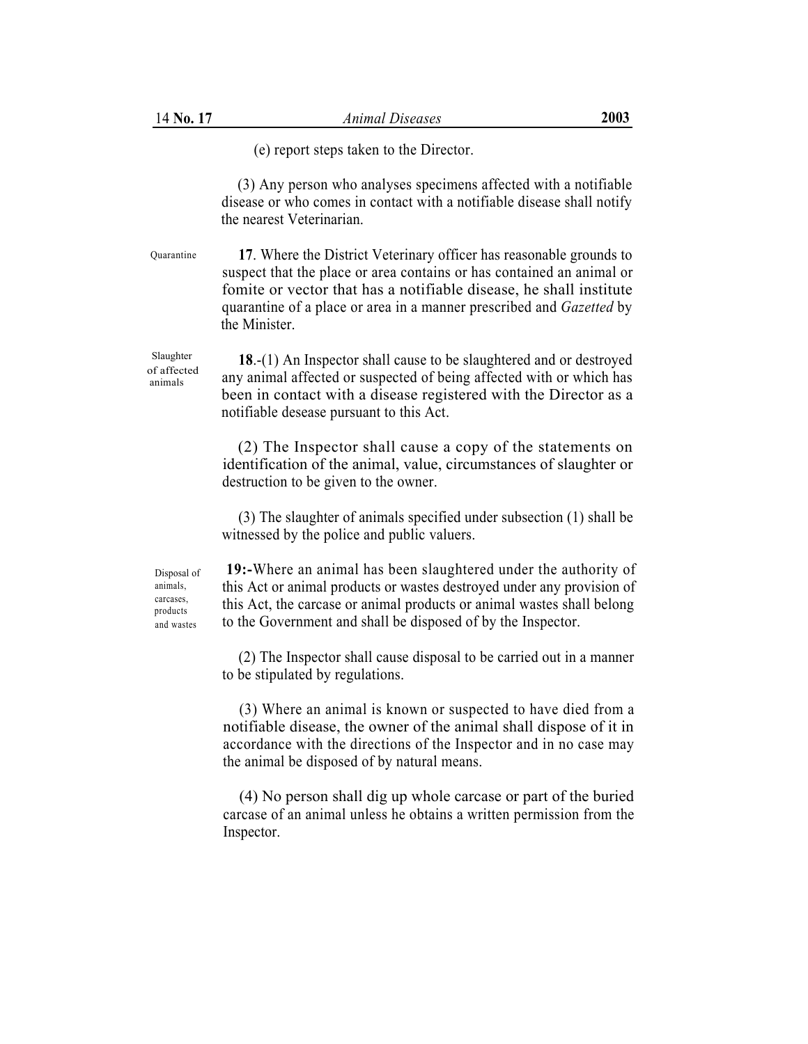(e) report steps taken to the Director.

(3) Any person who analyses specimens affected with a notifiable disease or who comes in contact with a notifiable disease shall notify the nearest Veterinarian.

Quarantine

**17**. Where the District Veterinary officer has reasonable grounds to suspect that the place or area contains or has contained an animal or fomite or vector that has a notifiable disease, he shall institute quarantine of a place or area in a manner prescribed and *Gazetted* by the Minister.

Slaughter of affected animals

**18**.-(1) An Inspector shall cause to be slaughtered and or destroyed any animal affected or suspected of being affected with or which has been in contact with a disease registered with the Director as a notifiable desease pursuant to this Act.

(2) The Inspector shall cause a copy of the statements on identification of the animal, value, circumstances of slaughter or destruction to be given to the owner.

(3) The slaughter of animals specified under subsection (1) shall be witnessed by the police and public valuers.

Disposal of animals, carcases, products and wastes

**19:-**Where an animal has been slaughtered under the authority of this Act or animal products or wastes destroyed under any provision of this Act, the carcase or animal products or animal wastes shall belong to the Government and shall be disposed of by the Inspector.

(2) The Inspector shall cause disposal to be carried out in a manner to be stipulated by regulations.

(3) Where an animal is known or suspected to have died from a notifiable disease, the owner of the animal shall dispose of it in accordance with the directions of the Inspector and in no case may the animal be disposed of by natural means.

(4) No person shall dig up whole carcase or part of the buried carcase of an animal unless he obtains a written permission from the Inspector.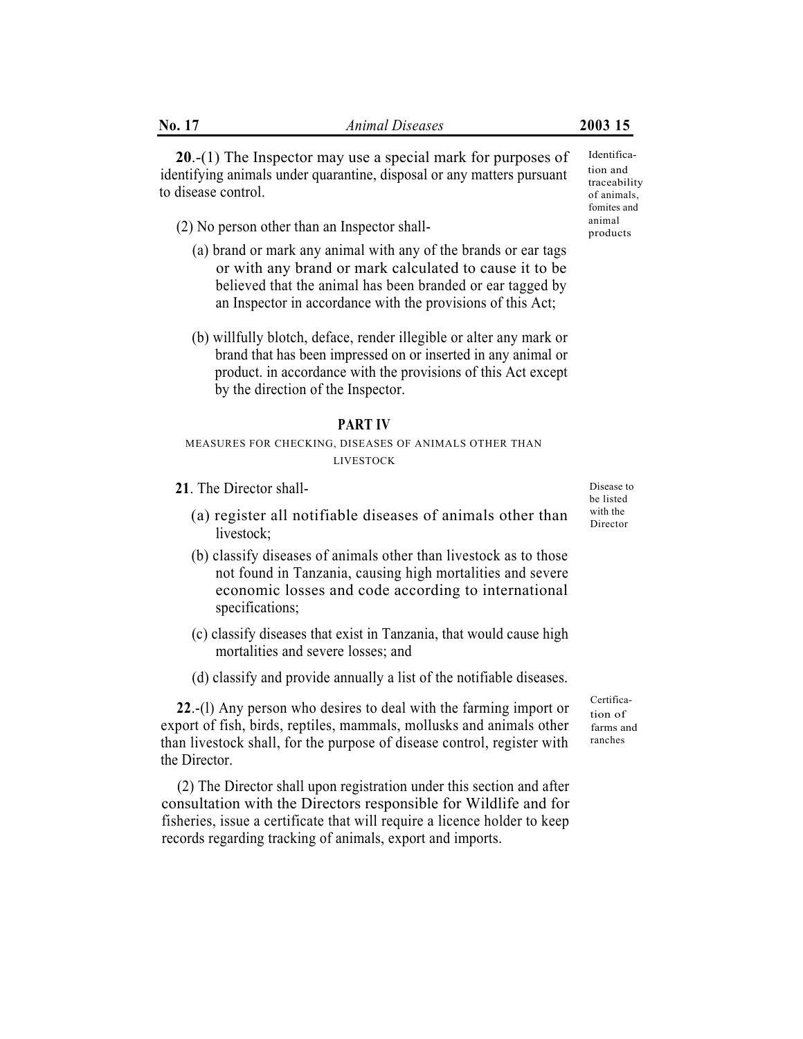**20**.-(1) The Inspector may use a special mark for purposes of identifying animals under quarantine, disposal or any matters pursuant to disease control.

Identification and traceability of animals, fomites and animal products

(2) No person other than an Inspector shall-

(a) brand or mark any animal with any of the brands or ear tags or with any brand or mark calculated to cause it to be believed that the animal has been branded or ear tagged by an Inspector in accordance with the provisions of this Act;

(b) willfully blotch, deface, render illegible or alter any mark or brand that has been impressed on or inserted in any animal or product. in accordance with the provisions of this Act except by the direction of the Inspector.

## PART IV

### MEASURES FOR CHECKING, DISEASES OF ANIMALS OTHER THAN LIVESTOCK

**21**. The Director shall-

Disease to be listed with the Director

(a) register all notifiable diseases of animals other than livestock;

(b) classify diseases of animals other than livestock as to those not found in Tanzania, causing high mortalities and severe economic losses and code according to international specifications;

(c) classify diseases that exist in Tanzania, that would cause high mortalities and severe losses; and

(d) classify and provide annually a list of the notifiable diseases.

**22**.-(l) Any person who desires to deal with the farming import or export of fish, birds, reptiles, mammals, mollusks and animals other than livestock shall, for the purpose of disease control, register with the Director.

Certification of farms and ranches

(2) The Director shall upon registration under this section and after consultation with the Directors responsible for Wildlife and for fisheries, issue a certificate that will require a licence holder to keep records regarding tracking of animals, export and imports.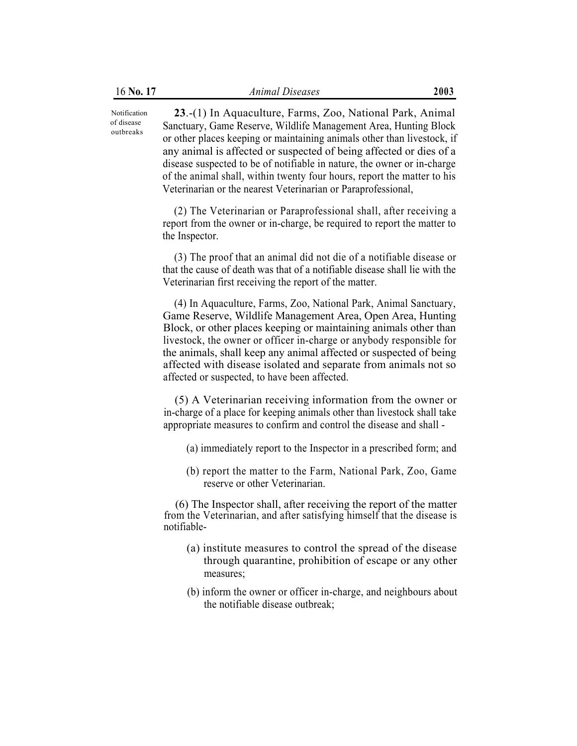Notification of disease outbreaks

**23**.-(1) In Aquaculture, Farms, Zoo, National Park, Animal Sanctuary, Game Reserve, Wildlife Management Area, Hunting Block or other places keeping or maintaining animals other than livestock, if any animal is affected or suspected of being affected or dies of a disease suspected to be of notifiable in nature, the owner or in-charge of the animal shall, within twenty four hours, report the matter to his Veterinarian or the nearest Veterinarian or Paraprofessional,

(2) The Veterinarian or Paraprofessional shall, after receiving a report from the owner or in-charge, be required to report the matter to the Inspector.

(3) The proof that an animal did not die of a notifiable disease or that the cause of death was that of a notifiable disease shall lie with the Veterinarian first receiving the report of the matter.

(4) In Aquaculture, Farms, Zoo, National Park, Animal Sanctuary, Game Reserve, Wildlife Management Area, Open Area, Hunting Block, or other places keeping or maintaining animals other than livestock, the owner or officer in-charge or anybody responsible for the animals, shall keep any animal affected or suspected of being affected with disease isolated and separate from animals not so affected or suspected, to have been affected.

(5) A Veterinarian receiving information from the owner or in-charge of a place for keeping animals other than livestock shall take appropriate measures to confirm and control the disease and shall -

(a) immediately report to the Inspector in a prescribed form; and

(b) report the matter to the Farm, National Park, Zoo, Game reserve or other Veterinarian.

(6) The Inspector shall, after receiving the report of the matter from the Veterinarian, and after satisfying himself that the disease is notifiable-

(a) institute measures to control the spread of the disease through quarantine, prohibition of escape or any other measures;

(b) inform the owner or officer in-charge, and neighbours about the notifiable disease outbreak;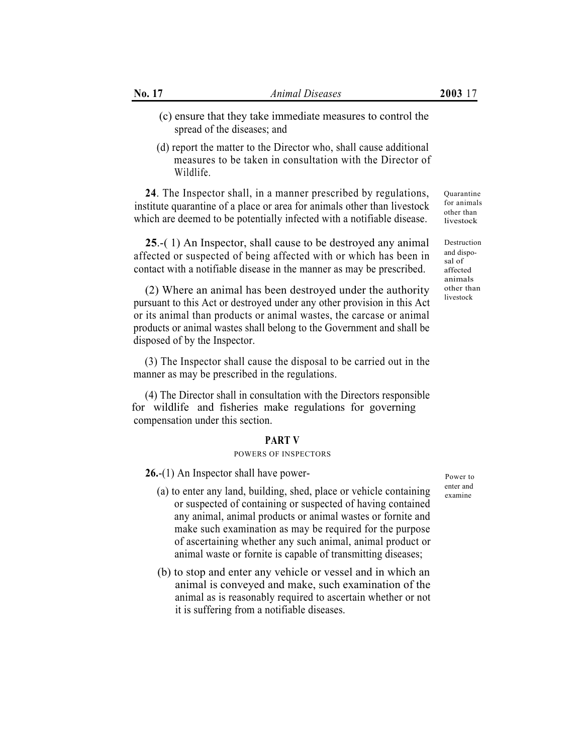(c) ensure that they take immediate measures to control the spread of the diseases; and

(d) report the matter to the Director who, shall cause additional measures to be taken in consultation with the Director of Wildlife.

Quarantine for animals other than livestock

**24**. The Inspector shall, in a manner prescribed by regulations, institute quarantine of a place or area for animals other than livestock which are deemed to be potentially infected with a notifiable disease.

Destruction and disposal of affected animals other than livestock

**25**.-( 1) An Inspector, shall cause to be destroyed any animal affected or suspected of being affected with or which has been in contact with a notifiable disease in the manner as may be prescribed.

(2) Where an animal has been destroyed under the authority pursuant to this Act or destroyed under any other provision in this Act or its animal than products or animal wastes, the carcase or animal products or animal wastes shall belong to the Government and shall be disposed of by the Inspector.

(3) The Inspector shall cause the disposal to be carried out in the manner as may be prescribed in the regulations.

(4) The Director shall in consultation with the Directors responsible for wildlife and fisheries make regulations for governing compensation under this section.

## PART V

### POWERS OF INSPECTORS

Power to enter and examine

**26.**-(1) An Inspector shall have power-

(a) to enter any land, building, shed, place or vehicle containing or suspected of containing or suspected of having contained any animal, animal products or animal wastes or fornite and make such examination as may be required for the purpose of ascertaining whether any such animal, animal product or animal waste or fornite is capable of transmitting diseases;

(b) to stop and enter any vehicle or vessel and in which an animal is conveyed and make, such examination of the animal as is reasonably required to ascertain whether or not it is suffering from a notifiable diseases.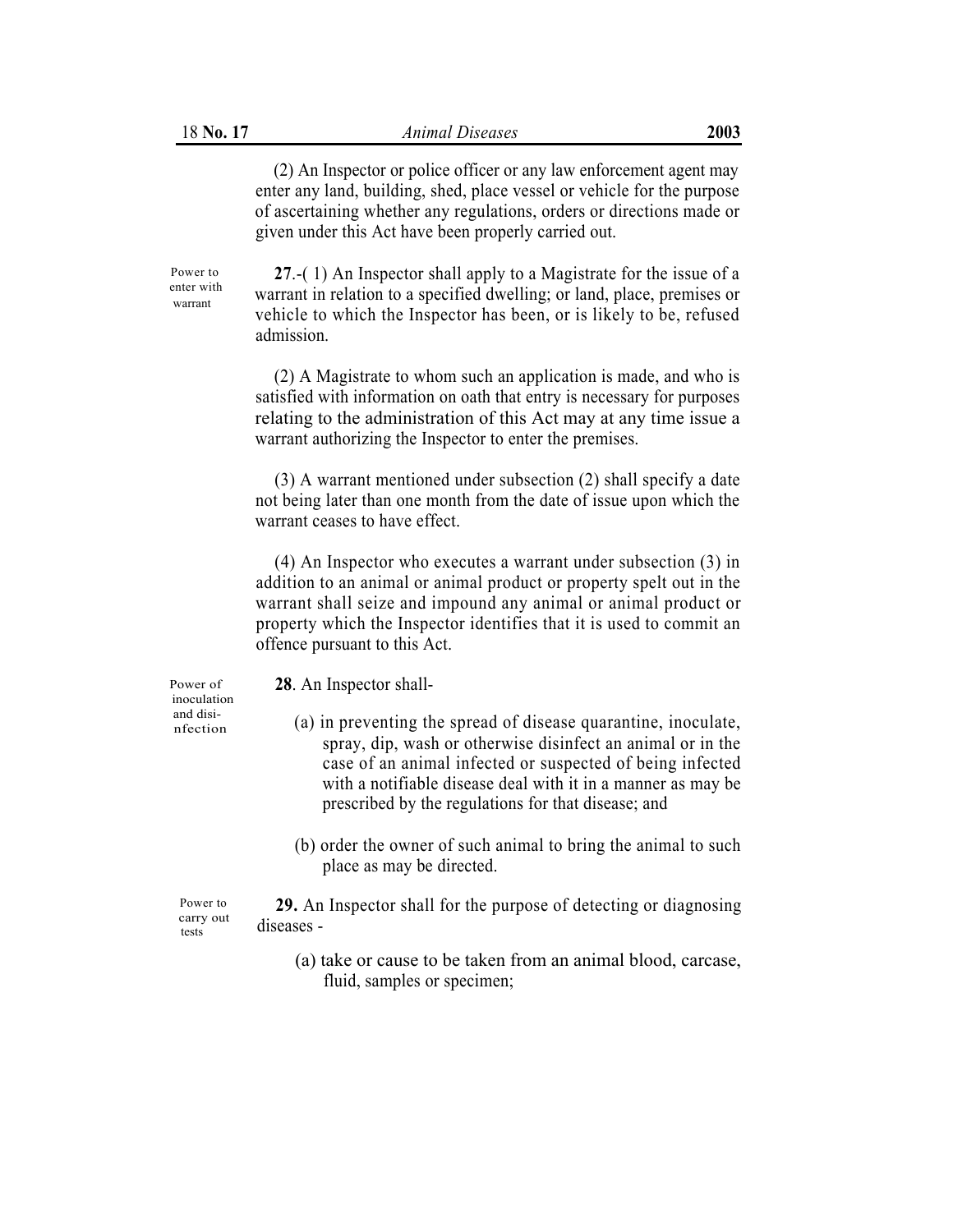(2) An Inspector or police officer or any law enforcement agent may enter any land, building, shed, place vessel or vehicle for the purpose of ascertaining whether any regulations, orders or directions made or given under this Act have been properly carried out.

Power to enter with warrant

**27**.-( 1) An Inspector shall apply to a Magistrate for the issue of a warrant in relation to a specified dwelling; or land, place, premises or vehicle to which the Inspector has been, or is likely to be, refused admission.

(2) A Magistrate to whom such an application is made, and who is satisfied with information on oath that entry is necessary for purposes relating to the administration of this Act may at any time issue a warrant authorizing the Inspector to enter the premises.

(3) A warrant mentioned under subsection (2) shall specify a date not being later than one month from the date of issue upon which the warrant ceases to have effect.

(4) An Inspector who executes a warrant under subsection (3) in addition to an animal or animal product or property spelt out in the warrant shall seize and impound any animal or animal product or property which the Inspector identifies that it is used to commit an offence pursuant to this Act.

Power of inoculation and disinfection

**28**. An Inspector shall-

(a) in preventing the spread of disease quarantine, inoculate, spray, dip, wash or otherwise disinfect an animal or in the case of an animal infected or suspected of being infected with a notifiable disease deal with it in a manner as may be prescribed by the regulations for that disease; and

(b) order the owner of such animal to bring the animal to such place as may be directed.

Power to carry out tests

**29.** An Inspector shall for the purpose of detecting or diagnosing diseases -

(a) take or cause to be taken from an animal blood, carcase, fluid, samples or specimen;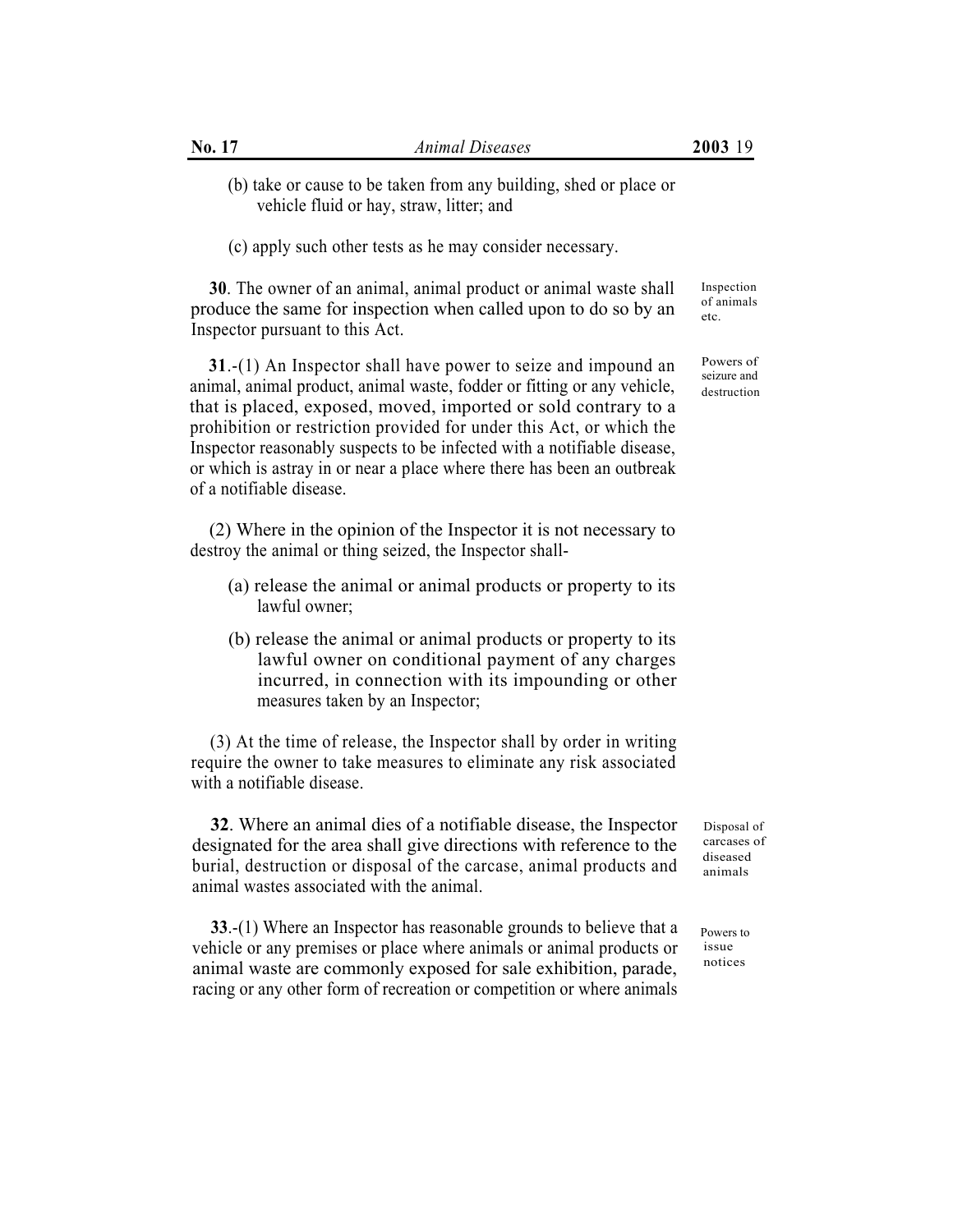(b) take or cause to be taken from any building, shed or place or vehicle fluid or hay, straw, litter; and

(c) apply such other tests as he may consider necessary.

Inspection of animals etc.

**30**. The owner of an animal, animal product or animal waste shall produce the same for inspection when called upon to do so by an Inspector pursuant to this Act.

Powers of seizure and destruction

**31**.-(1) An Inspector shall have power to seize and impound an animal, animal product, animal waste, fodder or fitting or any vehicle, that is placed, exposed, moved, imported or sold contrary to a prohibition or restriction provided for under this Act, or which the Inspector reasonably suspects to be infected with a notifiable disease, or which is astray in or near a place where there has been an outbreak of a notifiable disease.

(2) Where in the opinion of the Inspector it is not necessary to destroy the animal or thing seized, the Inspector shall-

(a) release the animal or animal products or property to its lawful owner;

(b) release the animal or animal products or property to its lawful owner on conditional payment of any charges incurred, in connection with its impounding or other measures taken by an Inspector;

(3) At the time of release, the Inspector shall by order in writing require the owner to take measures to eliminate any risk associated with a notifiable disease.

Disposal of carcases of diseased animals

**32**. Where an animal dies of a notifiable disease, the Inspector designated for the area shall give directions with reference to the burial, destruction or disposal of the carcase, animal products and animal wastes associated with the animal.

Powers to issue notices

**33**.-(1) Where an Inspector has reasonable grounds to believe that a vehicle or any premises or place where animals or animal products or animal waste are commonly exposed for sale exhibition, parade, racing or any other form of recreation or competition or where animals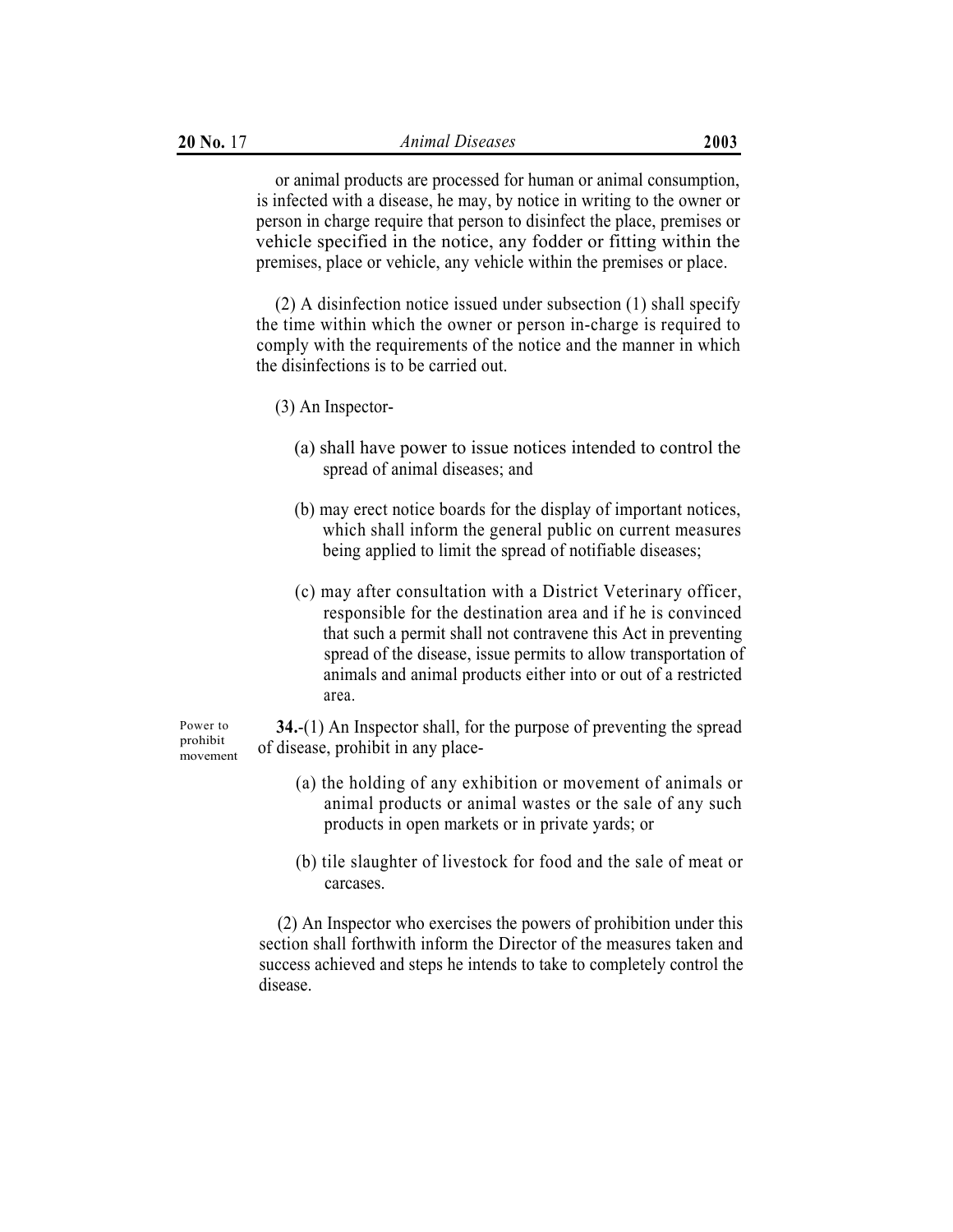or animal products are processed for human or animal consumption, is infected with a disease, he may, by notice in writing to the owner or person in charge require that person to disinfect the place, premises or vehicle specified in the notice, any fodder or fitting within the premises, place or vehicle, any vehicle within the premises or place.

(2) A disinfection notice issued under subsection (1) shall specify the time within which the owner or person in-charge is required to comply with the requirements of the notice and the manner in which the disinfections is to be carried out.

(3) An Inspector-

(a) shall have power to issue notices intended to control the spread of animal diseases; and

(b) may erect notice boards for the display of important notices, which shall inform the general public on current measures being applied to limit the spread of notifiable diseases;

(c) may after consultation with a District Veterinary officer, responsible for the destination area and if he is convinced that such a permit shall not contravene this Act in preventing spread of the disease, issue permits to allow transportation of animals and animal products either into or out of a restricted area.

Power to prohibit movement

**34.**-(1) An Inspector shall, for the purpose of preventing the spread of disease, prohibit in any place-

(a) the holding of any exhibition or movement of animals or animal products or animal wastes or the sale of any such products in open markets or in private yards; or

(b) tile slaughter of livestock for food and the sale of meat or carcases.

(2) An Inspector who exercises the powers of prohibition under this section shall forthwith inform the Director of the measures taken and success achieved and steps he intends to take to completely control the disease.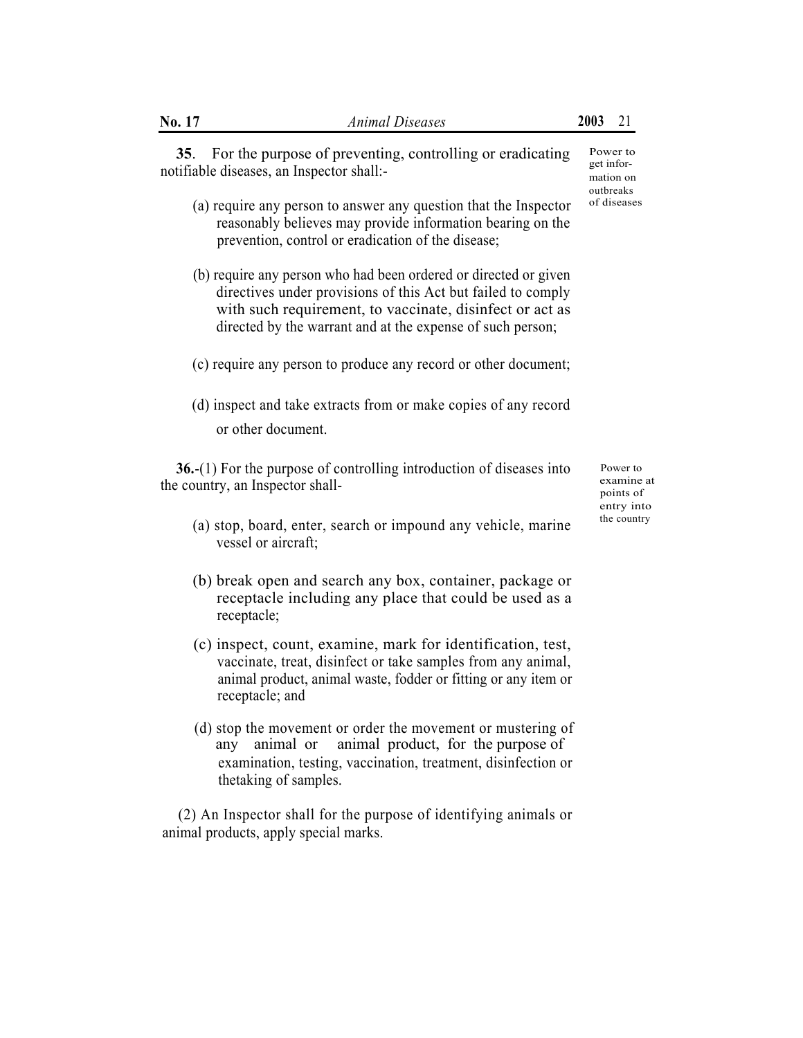**35**. For the purpose of preventing, controlling or eradicating notifiable diseases, an Inspector shall:-

Power to get information on outbreaks of diseases

(a) require any person to answer any question that the Inspector reasonably believes may provide information bearing on the prevention, control or eradication of the disease;

(b) require any person who had been ordered or directed or given directives under provisions of this Act but failed to comply with such requirement, to vaccinate, disinfect or act as directed by the warrant and at the expense of such person;

(c) require any person to produce any record or other document;

(d) inspect and take extracts from or make copies of any record or other document.

**36.**-(1) For the purpose of controlling introduction of diseases into the country, an Inspector shall-

Power to examine at points of entry into the country

(a) stop, board, enter, search or impound any vehicle, marine vessel or aircraft;

(b) break open and search any box, container, package or receptacle including any place that could be used as a receptacle;

(c) inspect, count, examine, mark for identification, test, vaccinate, treat, disinfect or take samples from any animal, animal product, animal waste, fodder or fitting or any item or receptacle; and

(d) stop the movement or order the movement or mustering of any animal or animal product, for the purpose of examination, testing, vaccination, treatment, disinfection or thetaking of samples.

(2) An Inspector shall for the purpose of identifying animals or animal products, apply special marks.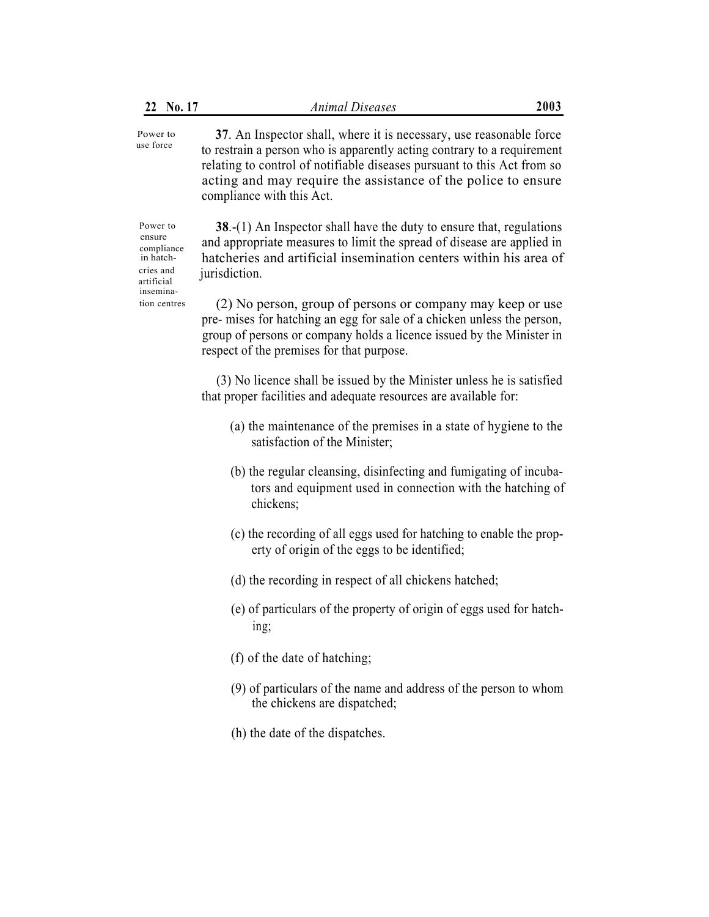Power to use force

**37**. An Inspector shall, where it is necessary, use reasonable force to restrain a person who is apparently acting contrary to a requirement relating to control of notifiable diseases pursuant to this Act from so acting and may require the assistance of the police to ensure compliance with this Act.

Power to ensure compliance in hatcheries and artificial insemination centres

**38**.-(1) An Inspector shall have the duty to ensure that, regulations and appropriate measures to limit the spread of disease are applied in hatcheries and artificial insemination centers within his area of jurisdiction.

(2) No person, group of persons or company may keep or use pre- mises for hatching an egg for sale of a chicken unless the person, group of persons or company holds a licence issued by the Minister in respect of the premises for that purpose.

(3) No licence shall be issued by the Minister unless he is satisfied that proper facilities and adequate resources are available for:

(a) the maintenance of the premises in a state of hygiene to the satisfaction of the Minister;

(b) the regular cleansing, disinfecting and fumigating of incubators and equipment used in connection with the hatching of chickens;

(c) the recording of all eggs used for hatching to enable the property of origin of the eggs to be identified;

(d) the recording in respect of all chickens hatched;

(e) of particulars of the property of origin of eggs used for hatching;

(f) of the date of hatching;

(9) of particulars of the name and address of the person to whom the chickens are dispatched;

(h) the date of the dispatches.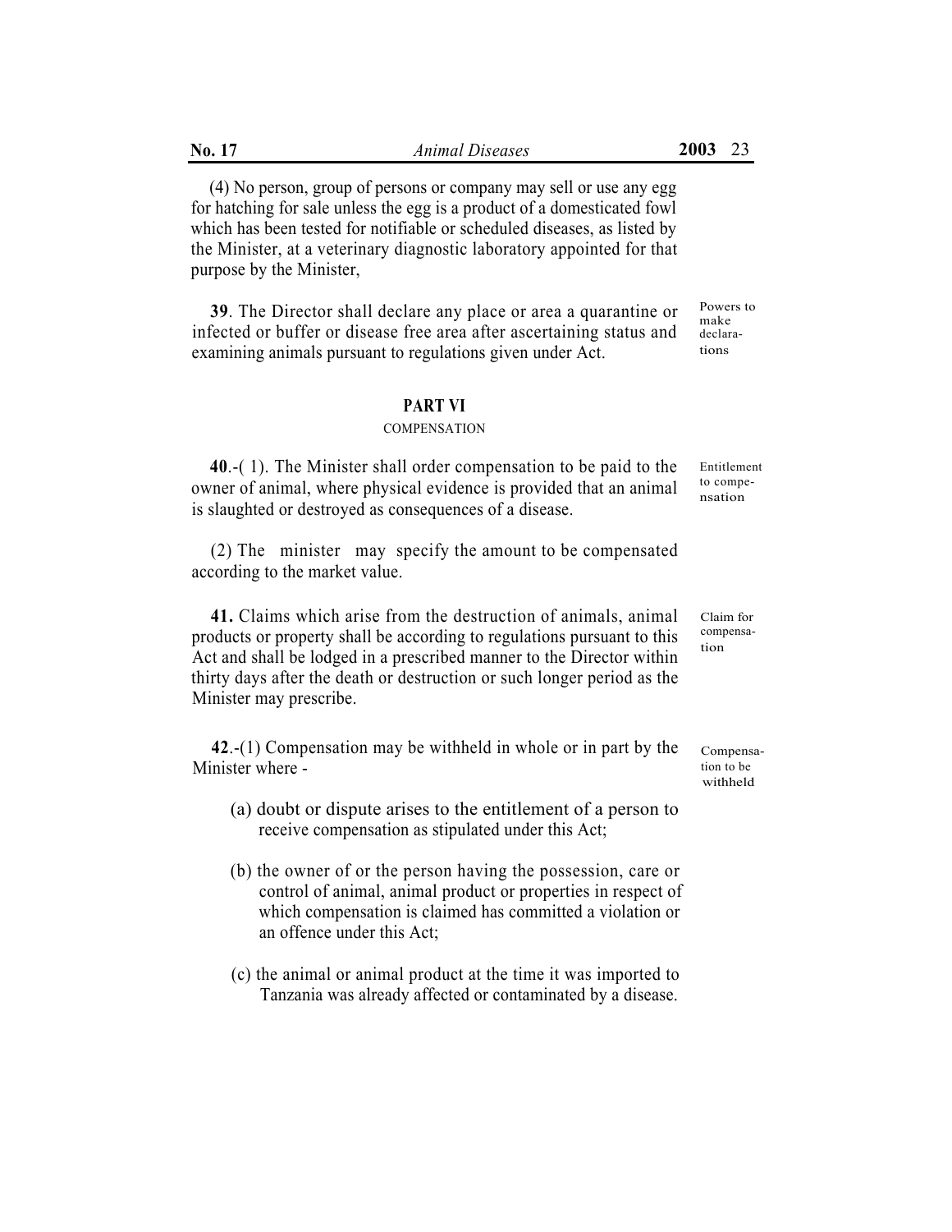(4) No person, group of persons or company may sell or use any egg for hatching for sale unless the egg is a product of a domesticated fowl which has been tested for notifiable or scheduled diseases, as listed by the Minister, at a veterinary diagnostic laboratory appointed for that purpose by the Minister,

Powers to make declarations

**39**. The Director shall declare any place or area a quarantine or infected or buffer or disease free area after ascertaining status and examining animals pursuant to regulations given under Act.

## PART VI

### COMPENSATION

Entitlement to compensation

**40**.-( 1). The Minister shall order compensation to be paid to the owner of animal, where physical evidence is provided that an animal is slaughtered or destroyed as consequences of a disease.

(2) The minister may specify the amount to be compensated according to the market value.

Claim for compensation

**41.** Claims which arise from the destruction of animals, animal products or property shall be according to regulations pursuant to this Act and shall be lodged in a prescribed manner to the Director within thirty days after the death or destruction or such longer period as the Minister may prescribe.

Compensation to be withheld

**42**.-(1) Compensation may be withheld in whole or in part by the Minister where -

(a) doubt or dispute arises to the entitlement of a person to receive compensation as stipulated under this Act;

(b) the owner of or the person having the possession, care or control of animal, animal product or properties in respect of which compensation is claimed has committed a violation or an offence under this Act;

(c) the animal or animal product at the time it was imported to Tanzania was already affected or contaminated by a disease.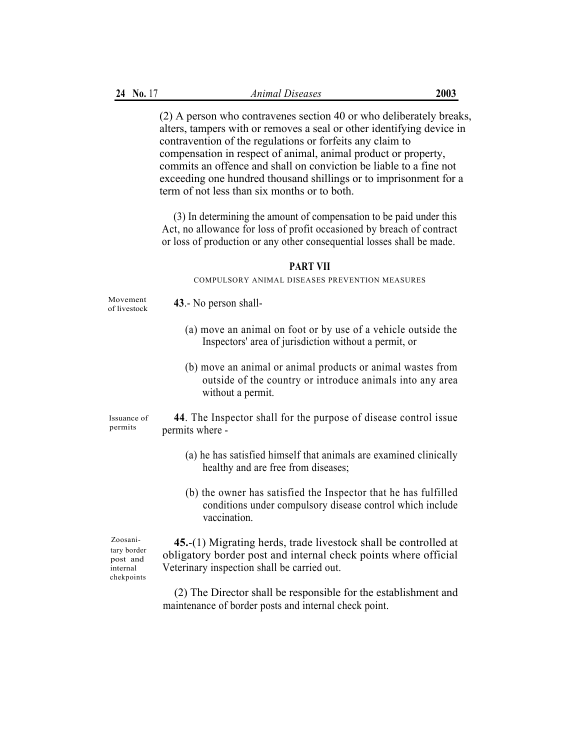(2) A person who contravenes section 40 or who deliberately breaks, alters, tampers with or removes a seal or other identifying device in contravention of the regulations or forfeits any claim to compensation in respect of animal, animal product or property, commits an offence and shall on conviction be liable to a fine not exceeding one hundred thousand shillings or to imprisonment for a term of not less than six months or to both.

(3) In determining the amount of compensation to be paid under this Act, no allowance for loss of profit occasioned by breach of contract or loss of production or any other consequential losses shall be made.

## PART VII

COMPULSORY ANIMAL DISEASES PREVENTION MEASURES

Movement of livestock

**43**.- No person shall-

(a) move an animal on foot or by use of a vehicle outside the Inspectors' area of jurisdiction without a permit, or

(b) move an animal or animal products or animal wastes from outside of the country or introduce animals into any area without a permit.

Issuance of permits

**44**. The Inspector shall for the purpose of disease control issue permits where -

(a) he has satisfied himself that animals are examined clinically healthy and are free from diseases;

(b) the owner has satisfied the Inspector that he has fulfilled conditions under compulsory disease control which include vaccination.

Zoosanitary border post and internal chekpoints

**45.**-(1) Migrating herds, trade livestock shall be controlled at obligatory border post and internal check points where official Veterinary inspection shall be carried out.

(2) The Director shall be responsible for the establishment and maintenance of border posts and internal check point.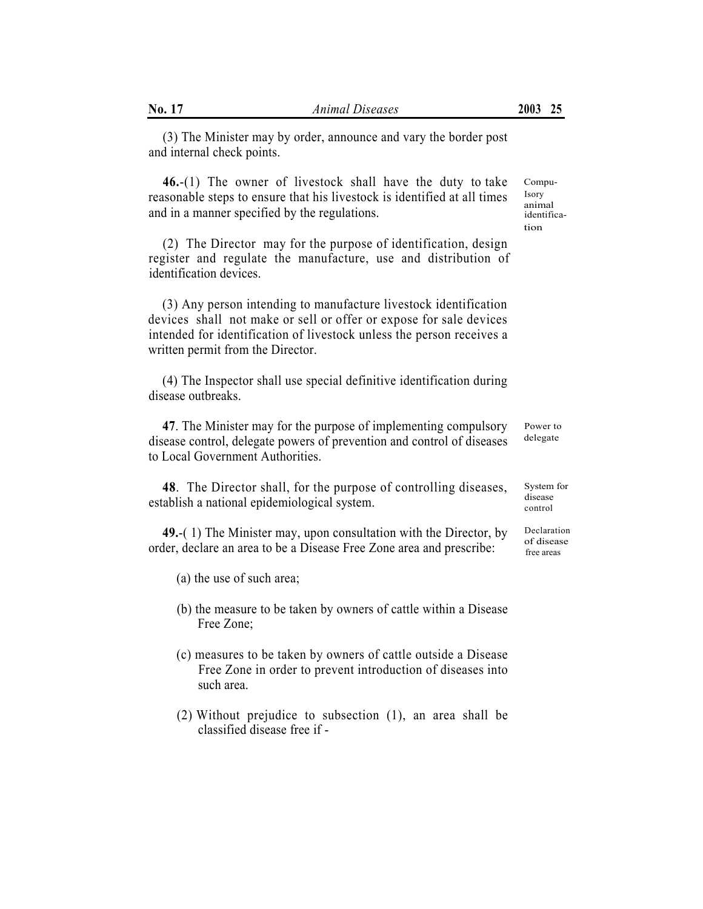(3) The Minister may by order, announce and vary the border post and internal check points.

**46.**-(1) The owner of livestock shall have the duty to take reasonable steps to ensure that his livestock is identified at all times and in a manner specified by the regulations.

Compulsory animal identification

(2) The Director may for the purpose of identification, design register and regulate the manufacture, use and distribution of identification devices.

(3) Any person intending to manufacture livestock identification devices shall not make or sell or offer or expose for sale devices intended for identification of livestock unless the person receives a written permit from the Director.

(4) The Inspector shall use special definitive identification during disease outbreaks.

**47**. The Minister may for the purpose of implementing compulsory disease control, delegate powers of prevention and control of diseases to Local Government Authorities.

Power to delegate

**48**. The Director shall, for the purpose of controlling diseases, establish a national epidemiological system.

System for disease control

**49.**-( 1) The Minister may, upon consultation with the Director, by order, declare an area to be a Disease Free Zone area and prescribe:

Declaration of disease free areas

(a) the use of such area;

(b) the measure to be taken by owners of cattle within a Disease Free Zone;

(c) measures to be taken by owners of cattle outside a Disease Free Zone in order to prevent introduction of diseases into such area.

(2) Without prejudice to subsection (1), an area shall be classified disease free if -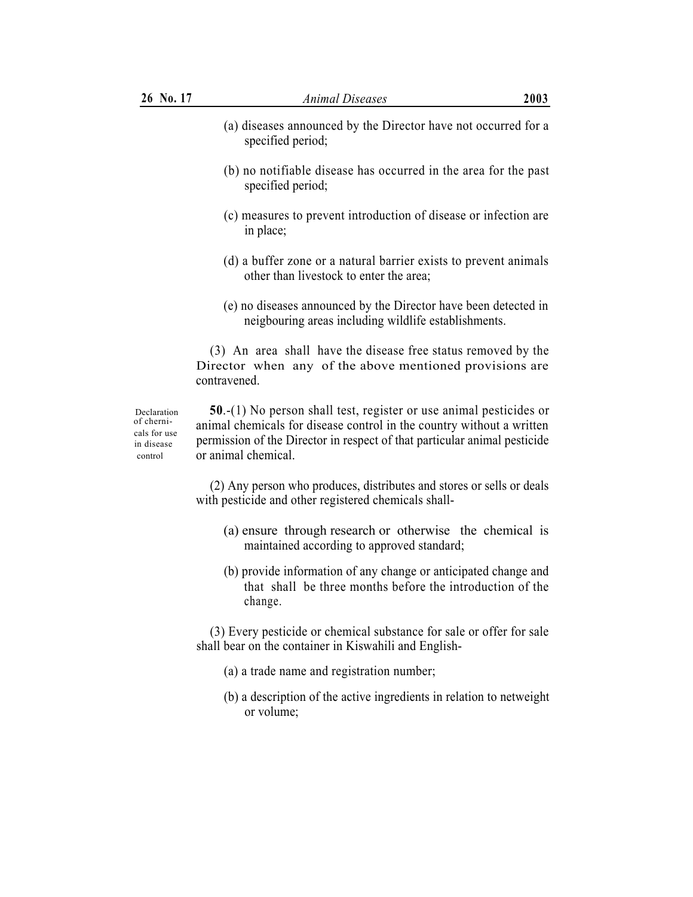(a) diseases announced by the Director have not occurred for a specified period;

(b) no notifiable disease has occurred in the area for the past specified period;

(c) measures to prevent introduction of disease or infection are in place;

(d) a buffer zone or a natural barrier exists to prevent animals other than livestock to enter the area;

(e) no diseases announced by the Director have been detected in neigbouring areas including wildlife establishments.

(3) An area shall have the disease free status removed by the Director when any of the above mentioned provisions are contravened.

Declaration of chemicals for use in disease control

**50**.-(1) No person shall test, register or use animal pesticides or animal chemicals for disease control in the country without a written permission of the Director in respect of that particular animal pesticide or animal chemical.

(2) Any person who produces, distributes and stores or sells or deals with pesticide and other registered chemicals shall-

(a) ensure through research or otherwise the chemical is maintained according to approved standard;

(b) provide information of any change or anticipated change and that shall be three months before the introduction of the change.

(3) Every pesticide or chemical substance for sale or offer for sale shall bear on the container in Kiswahili and English-

(a) a trade name and registration number;

(b) a description of the active ingredients in relation to netweight or volume;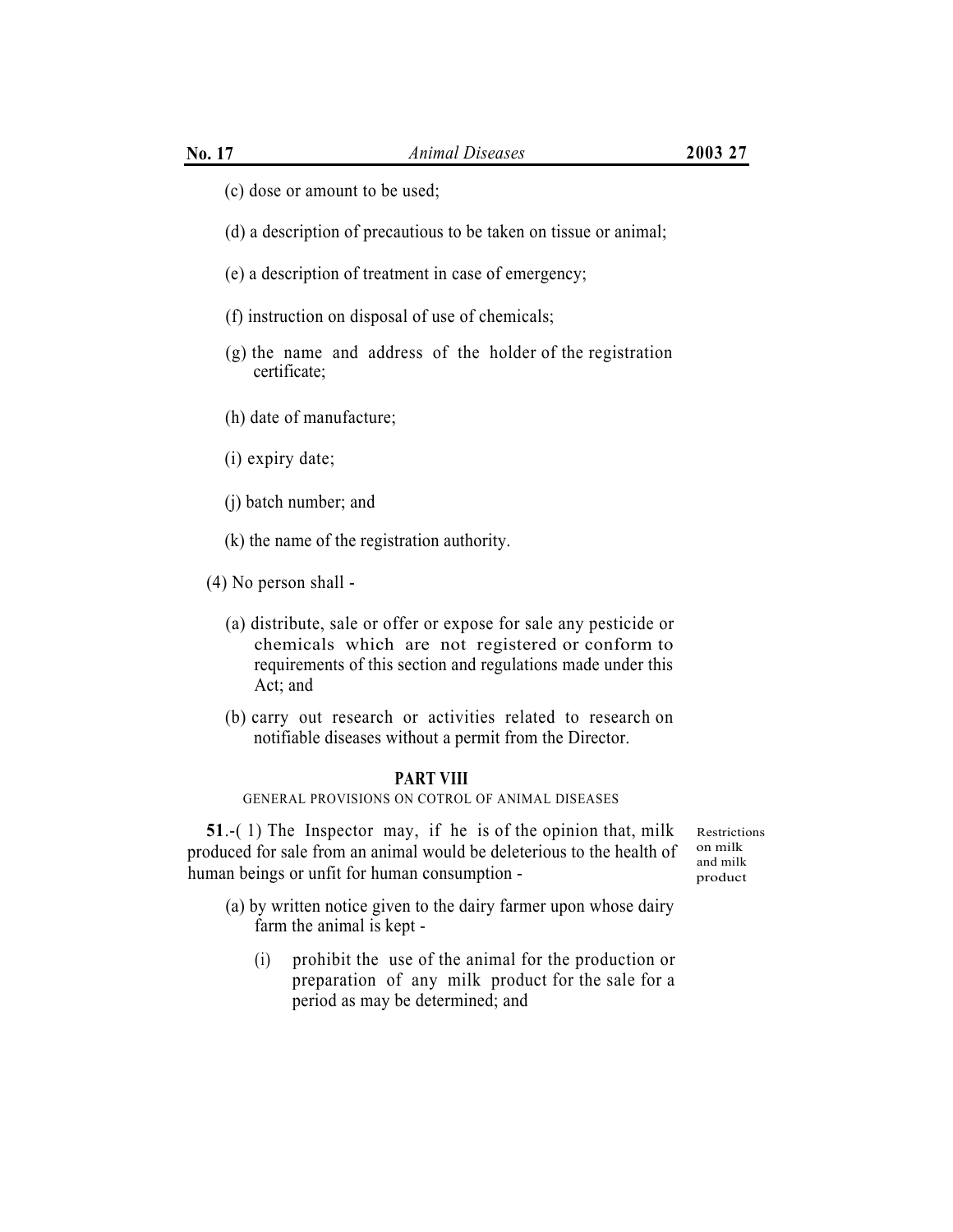(c) dose or amount to be used;

(d) a description of precautious to be taken on tissue or animal;

(e) a description of treatment in case of emergency;

(f) instruction on disposal of use of chemicals;

(g) the name and address of the holder of the registration certificate;

(h) date of manufacture;

(i) expiry date;

(j) batch number; and

(k) the name of the registration authority.

(4) No person shall -

(a) distribute, sale or offer or expose for sale any pesticide or chemicals which are not registered or conform to requirements of this section and regulations made under this Act; and

(b) carry out research or activities related to research on notifiable diseases without a permit from the Director.

## PART VIII

GENERAL PROVISIONS ON COTROL OF ANIMAL DISEASES

Restrictions on milk and milk product

**51**.-( 1) The Inspector may, if he is of the opinion that, milk produced for sale from an animal would be deleterious to the health of human beings or unfit for human consumption -

(a) by written notice given to the dairy farmer upon whose dairy farm the animal is kept -

(i) prohibit the use of the animal for the production or preparation of any milk product for the sale for a period as may be determined; and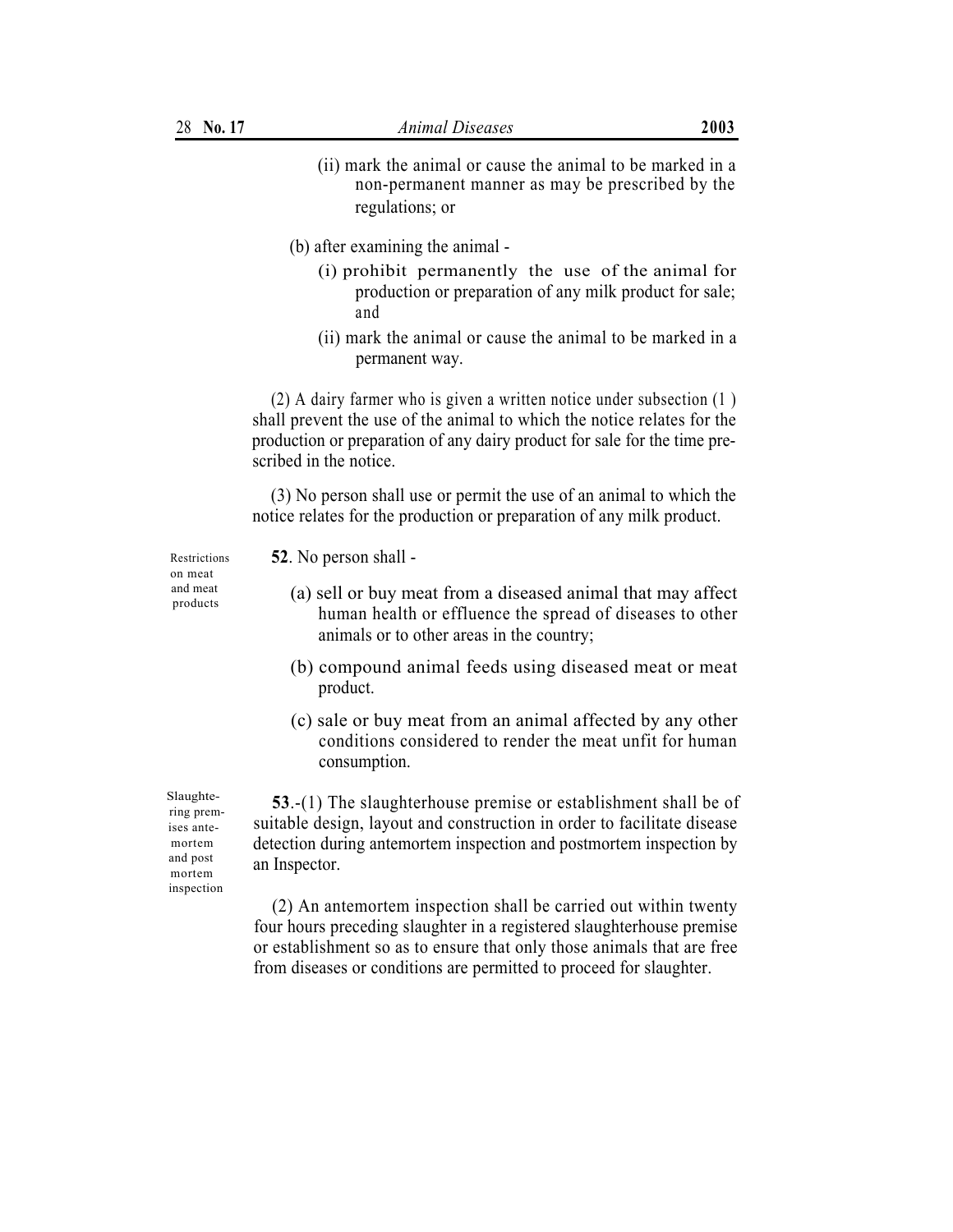(ii) mark the animal or cause the animal to be marked in a non-permanent manner as may be prescribed by the regulations; or

(b) after examining the animal -

(i) prohibit permanently the use of the animal for production or preparation of any milk product for sale; and

(ii) mark the animal or cause the animal to be marked in a permanent way.

(2) A dairy farmer who is given a written notice under subsection (1 ) shall prevent the use of the animal to which the notice relates for the production or preparation of any dairy product for sale for the time prescribed in the notice.

(3) No person shall use or permit the use of an animal to which the notice relates for the production or preparation of any milk product.

Restrictions on meat and meat products

**52**. No person shall -

(a) sell or buy meat from a diseased animal that may affect human health or effluence the spread of diseases to other animals or to other areas in the country;

(b) compound animal feeds using diseased meat or meat product.

(c) sale or buy meat from an animal affected by any other conditions considered to render the meat unfit for human consumption.

Slaughtering premises antemortem and post mortem inspection

**53**.-(1) The slaughterhouse premise or establishment shall be of suitable design, layout and construction in order to facilitate disease detection during antemortem inspection and postmortem inspection by an Inspector.

(2) An antemortem inspection shall be carried out within twenty four hours preceding slaughter in a registered slaughterhouse premise or establishment so as to ensure that only those animals that are free from diseases or conditions are permitted to proceed for slaughter.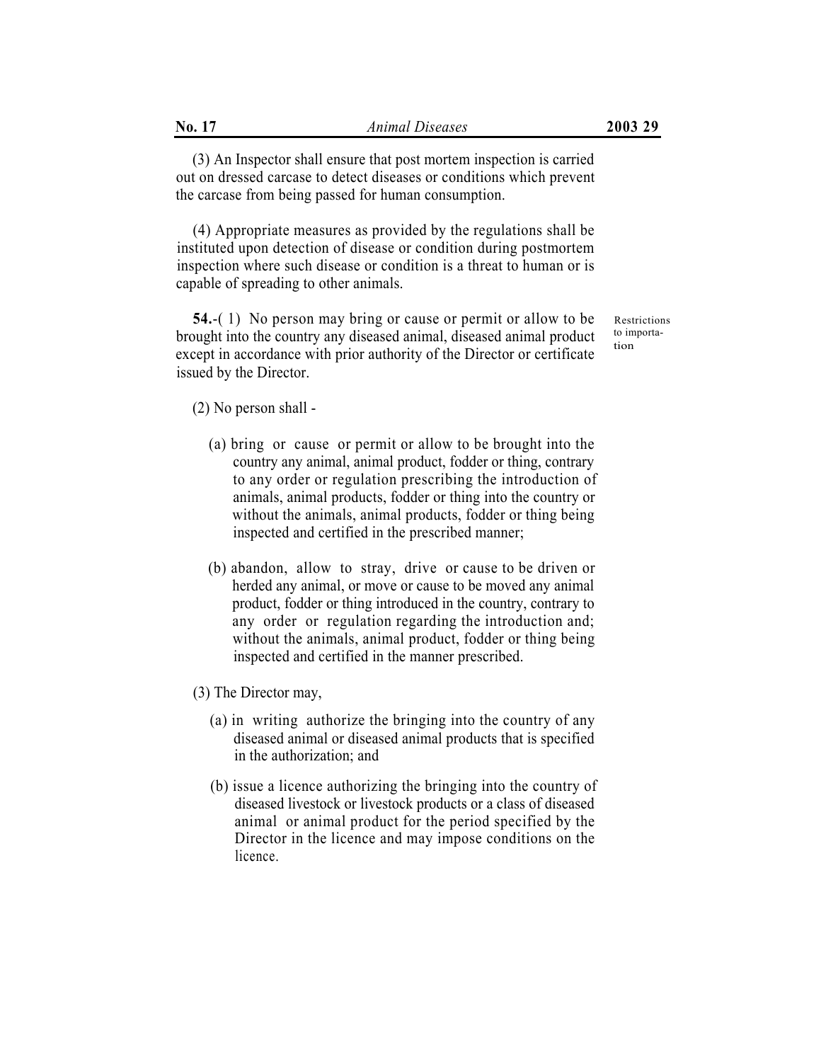(3) An Inspector shall ensure that post mortem inspection is carried out on dressed carcase to detect diseases or conditions which prevent the carcase from being passed for human consumption.

(4) Appropriate measures as provided by the regulations shall be instituted upon detection of disease or condition during postmortem inspection where such disease or condition is a threat to human or is capable of spreading to other animals.

Restrictions to importation

**54.**-( 1) No person may bring or cause or permit or allow to be brought into the country any diseased animal, diseased animal product except in accordance with prior authority of the Director or certificate issued by the Director.

(2) No person shall -

(a) bring or cause or permit or allow to be brought into the country any animal, animal product, fodder or thing, contrary to any order or regulation prescribing the introduction of animals, animal products, fodder or thing into the country or without the animals, animal products, fodder or thing being inspected and certified in the prescribed manner;

(b) abandon, allow to stray, drive or cause to be driven or herded any animal, or move or cause to be moved any animal product, fodder or thing introduced in the country, contrary to any order or regulation regarding the introduction and; without the animals, animal product, fodder or thing being inspected and certified in the manner prescribed.

(3) The Director may,

(a) in writing authorize the bringing into the country of any diseased animal or diseased animal products that is specified in the authorization; and

(b) issue a licence authorizing the bringing into the country of diseased livestock or livestock products or a class of diseased animal or animal product for the period specified by the Director in the licence and may impose conditions on the licence.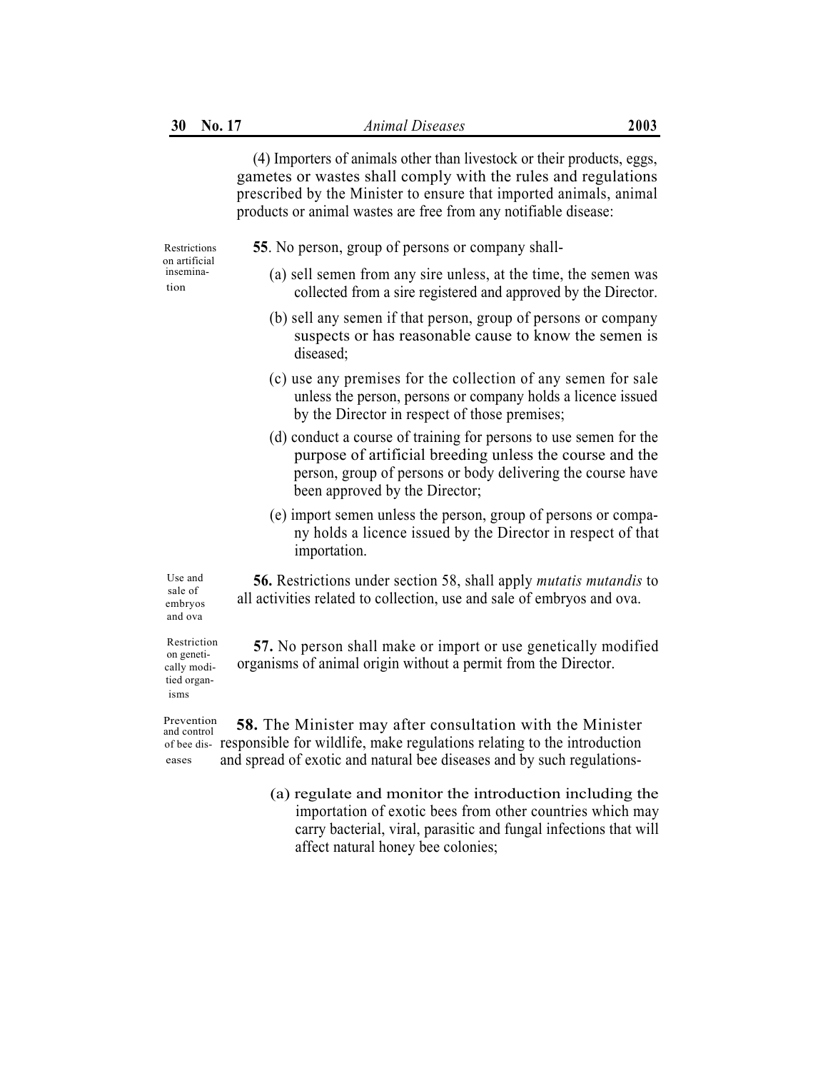(4) Importers of animals other than livestock or their products, eggs, gametes or wastes shall comply with the rules and regulations prescribed by the Minister to ensure that imported animals, animal products or animal wastes are free from any notifiable disease:

Restrictions on artificial insemination

**55**. No person, group of persons or company shall-

(a) sell semen from any sire unless, at the time, the semen was collected from a sire registered and approved by the Director.

(b) sell any semen if that person, group of persons or company suspects or has reasonable cause to know the semen is diseased;

(c) use any premises for the collection of any semen for sale unless the person, persons or company holds a licence issued by the Director in respect of those premises;

(d) conduct a course of training for persons to use semen for the purpose of artificial breeding unless the course and the person, group of persons or body delivering the course have been approved by the Director;

(e) import semen unless the person, group of persons or company holds a licence issued by the Director in respect of that importation.

Use and sale of embryos and ova

**56.** Restrictions under section 58, shall apply *mutatis mutandis* to all activities related to collection, use and sale of embryos and ova.

Restriction on genetically moditied organisms

**57.** No person shall make or import or use genetically modified organisms of animal origin without a permit from the Director.

Prevention and control of bee diseases

**58.** The Minister may after consultation with the Minister responsible for wildlife, make regulations relating to the introduction and spread of exotic and natural bee diseases and by such regulations-

(a) regulate and monitor the introduction including the importation of exotic bees from other countries which may carry bacterial, viral, parasitic and fungal infections that will affect natural honey bee colonies;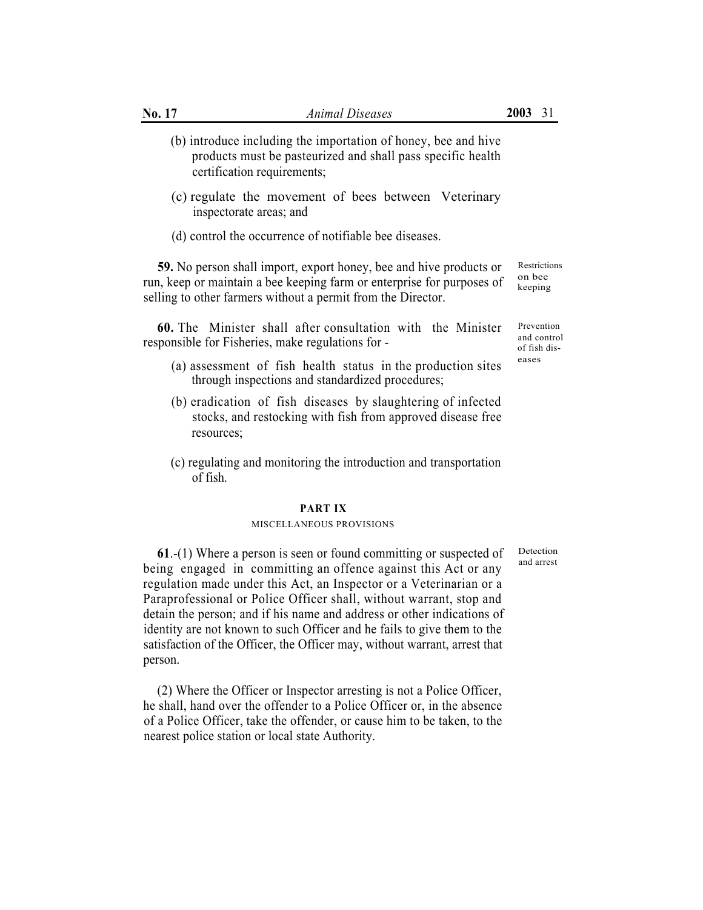(b) introduce including the importation of honey, bee and hive products must be pasteurized and shall pass specific health certification requirements;

(c) regulate the movement of bees between Veterinary inspectorate areas; and

(d) control the occurrence of notifiable bee diseases.

Restrictions on bee keeping

**59.** No person shall import, export honey, bee and hive products or run, keep or maintain a bee keeping farm or enterprise for purposes of selling to other farmers without a permit from the Director.

Prevention and control of fish diseases

**60.** The Minister shall after consultation with the Minister responsible for Fisheries, make regulations for -

(a) assessment of fish health status in the production sites through inspections and standardized procedures;

(b) eradication of fish diseases by slaughtering of infected stocks, and restocking with fish from approved disease free resources;

(c) regulating and monitoring the introduction and transportation of fish.

## PART IX

### MISCELLANEOUS PROVISIONS

Detection and arrest

**61**.-(1) Where a person is seen or found committing or suspected of being engaged in committing an offence against this Act or any regulation made under this Act, an Inspector or a Veterinarian or a Paraprofessional or Police Officer shall, without warrant, stop and detain the person; and if his name and address or other indications of identity are not known to such Officer and he fails to give them to the satisfaction of the Officer, the Officer may, without warrant, arrest that person.

(2) Where the Officer or Inspector arresting is not a Police Officer, he shall, hand over the offender to a Police Officer or, in the absence of a Police Officer, take the offender, or cause him to be taken, to the nearest police station or local state Authority.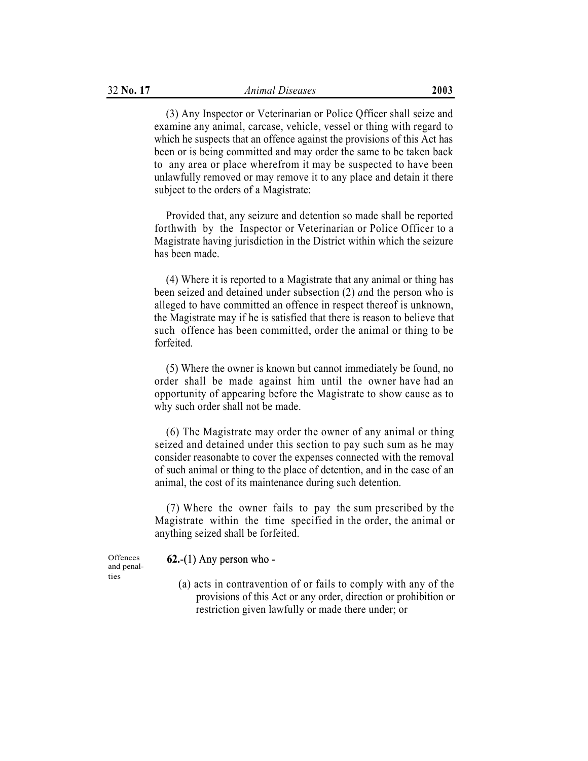(3) Any Inspector or Veterinarian or Police Qfficer shall seize and examine any animal, carcase, vehicle, vessel or thing with regard to which he suspects that an offence against the provisions of this Act has been or is being committed and may order the same to be taken back to any area or place wherefrom it may be suspected to have been unlawfully removed or may remove it to any place and detain it there subject to the orders of a Magistrate:

Provided that, any seizure and detention so made shall be reported forthwith by the Inspector or Veterinarian or Police Officer to a Magistrate having jurisdiction in the District within which the seizure has been made.

(4) Where it is reported to a Magistrate that any animal or thing has been seized and detained under subsection (2) *a*nd the person who is alleged to have committed an offence in respect thereof is unknown, the Magistrate may if he is satisfied that there is reason to believe that such offence has been committed, order the animal or thing to be forfeited.

(5) Where the owner is known but cannot immediately be found, no order shall be made against him until the owner have had an opportunity of appearing before the Magistrate to show cause as to why such order shall not be made.

(6) The Magistrate may order the owner of any animal or thing seized and detained under this section to pay such sum as he may consider reasonabte to cover the expenses connected with the removal of such animal or thing to the place of detention, and in the case of an animal, the cost of its maintenance during such detention.

(7) Where the owner fails to pay the sum prescribed by the Magistrate within the time specified in the order, the animal or anything seized shall be forfeited.

Offences and penalties

**62.**-(1) Any person who -

(a) acts in contravention of or fails to comply with any of the provisions of this Act or any order, direction or prohibition or restriction given lawfully or made there under; or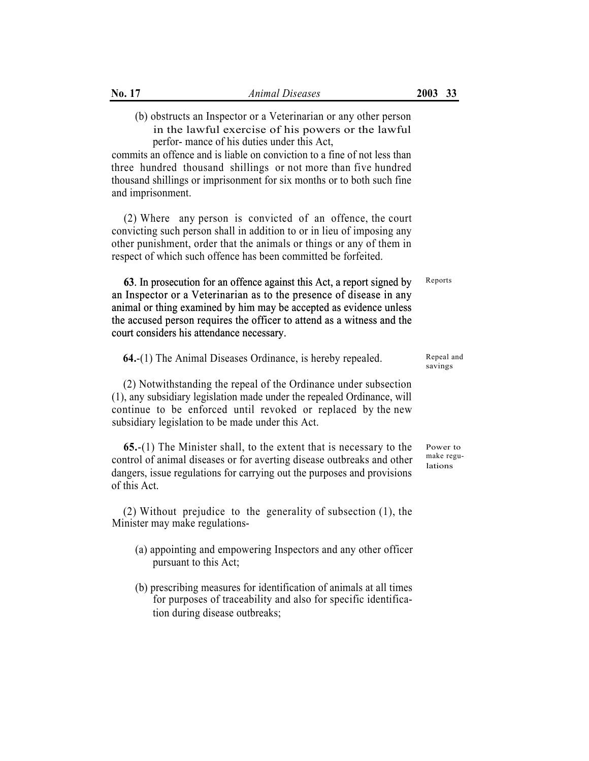(b) obstructs an Inspector or a Veterinarian or any other person in the lawful exercise of his powers or the lawful perfor- mance of his duties under this Act,

commits an offence and is liable on conviction to a fine of not less than three hundred thousand shillings or not more than five hundred thousand shillings or imprisonment for six months or to both such fine and imprisonment.

(2) Where any person is convicted of an offence, the court convicting such person shall in addition to or in lieu of imposing any other punishment, order that the animals or things or any of them in respect of which such offence has been committed be forfeited.

Reports

**63**. In prosecution for an offence against this Act, a report signed by an Inspector or a Veterinarian as to the presence of disease in any animal or thing examined by him may be accepted as evidence unless the accused person requires the officer to attend as a witness and the court considers his attendance necessary.

Repeal and savings

**64.**-(1) The Animal Diseases Ordinance, is hereby repealed.

(2) Notwithstanding the repeal of the Ordinance under subsection (1), any subsidiary legislation made under the repealed Ordinance, will continue to be enforced until revoked or replaced by the new subsidiary legislation to be made under this Act.

Power to make regulations

**65.**-(1) The Minister shall, to the extent that is necessary to the control of animal diseases or for averting disease outbreaks and other dangers, issue regulations for carrying out the purposes and provisions of this Act.

(2) Without prejudice to the generality of subsection (1), the Minister may make regulations-

(a) appointing and empowering Inspectors and any other officer pursuant to this Act;

(b) prescribing measures for identification of animals at all times for purposes of traceability and also for specific identifica- tion during disease outbreaks;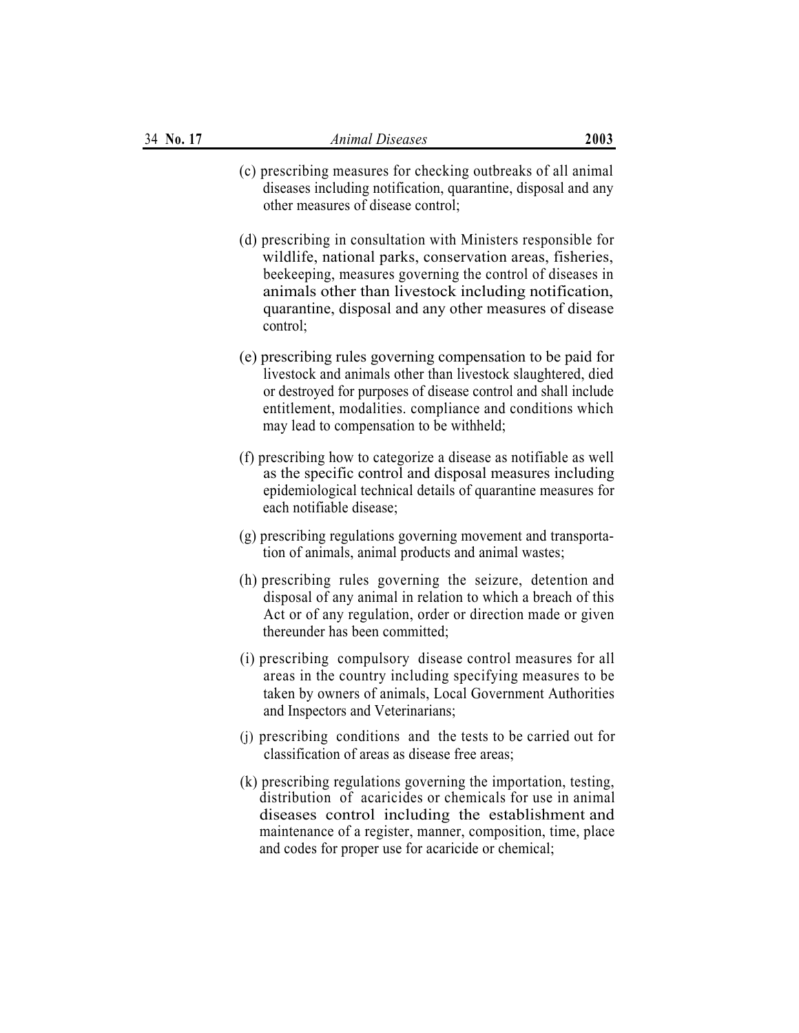(c) prescribing measures for checking outbreaks of all animal diseases including notification, quarantine, disposal and any other measures of disease control;

(d) prescribing in consultation with Ministers responsible for wildlife, national parks, conservation areas, fisheries, beekeeping, measures governing the control of diseases in animals other than livestock including notification, quarantine, disposal and any other measures of disease control;

(e) prescribing rules governing compensation to be paid for livestock and animals other than livestock slaughtered, died or destroyed for purposes of disease control and shall include entitlement, modalities. compliance and conditions which may lead to compensation to be withheld;

(f) prescribing how to categorize a disease as notifiable as well as the specific control and disposal measures including epidemiological technical details of quarantine measures for each notifiable disease;

(g) prescribing regulations governing movement and transportation of animals, animal products and animal wastes;

(h) prescribing rules governing the seizure, detention and disposal of any animal in relation to which a breach of this Act or of any regulation, order or direction made or given thereunder has been committed;

(i) prescribing compulsory disease control measures for all areas in the country including specifying measures to be taken by owners of animals, Local Government Authorities and Inspectors and Veterinarians;

(j) prescribing conditions and the tests to be carried out for classification of areas as disease free areas;

(k) prescribing regulations governing the importation, testing, distribution of acaricides or chemicals for use in animal diseases control including the establishment and maintenance of a register, manner, composition, time, place and codes for proper use for acaricide or chemical;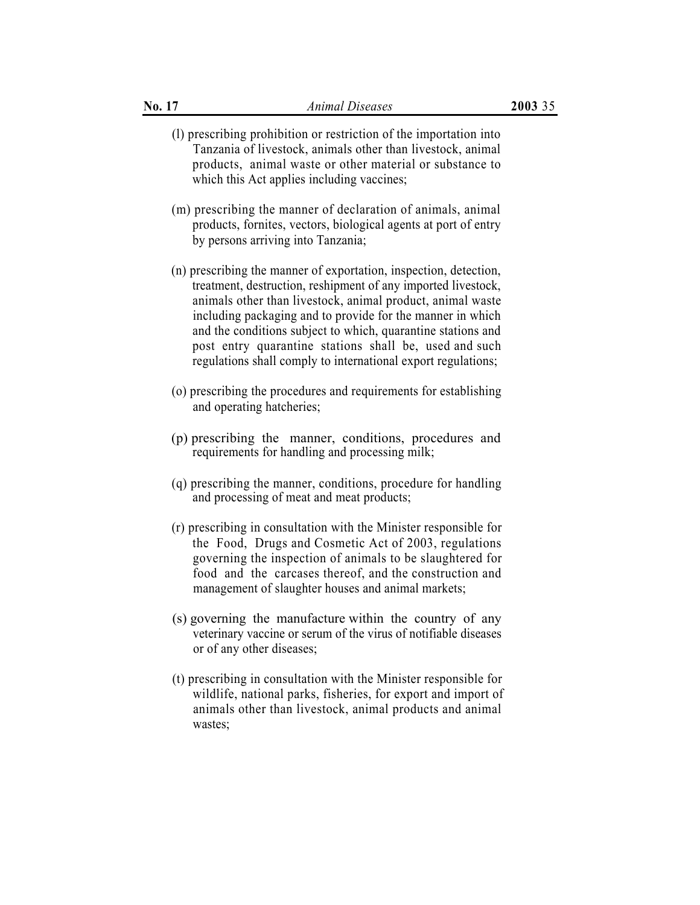(l) prescribing prohibition or restriction of the importation into Tanzania of livestock, animals other than livestock, animal products, animal waste or other material or substance to which this Act applies including vaccines;

(m) prescribing the manner of declaration of animals, animal products, fornites, vectors, biological agents at port of entry by persons arriving into Tanzania;

(n) prescribing the manner of exportation, inspection, detection, treatment, destruction, reshipment of any imported livestock, animals other than livestock, animal product, animal waste including packaging and to provide for the manner in which and the conditions subject to which, quarantine stations and post entry quarantine stations shall be, used and such regulations shall comply to international export regulations;

(o) prescribing the procedures and requirements for establishing and operating hatcheries;

(p) prescribing the manner, conditions, procedures and requirements for handling and processing milk;

(q) prescribing the manner, conditions, procedure for handling and processing of meat and meat products;

(r) prescribing in consultation with the Minister responsible for the Food, Drugs and Cosmetic Act of 2003, regulations governing the inspection of animals to be slaughtered for food and the carcases thereof, and the construction and management of slaughter houses and animal markets;

(s) governing the manufacture within the country of any veterinary vaccine or serum of the virus of notifiable diseases or of any other diseases;

(t) prescribing in consultation with the Minister responsible for wildlife, national parks, fisheries, for export and import of animals other than livestock, animal products and animal wastes;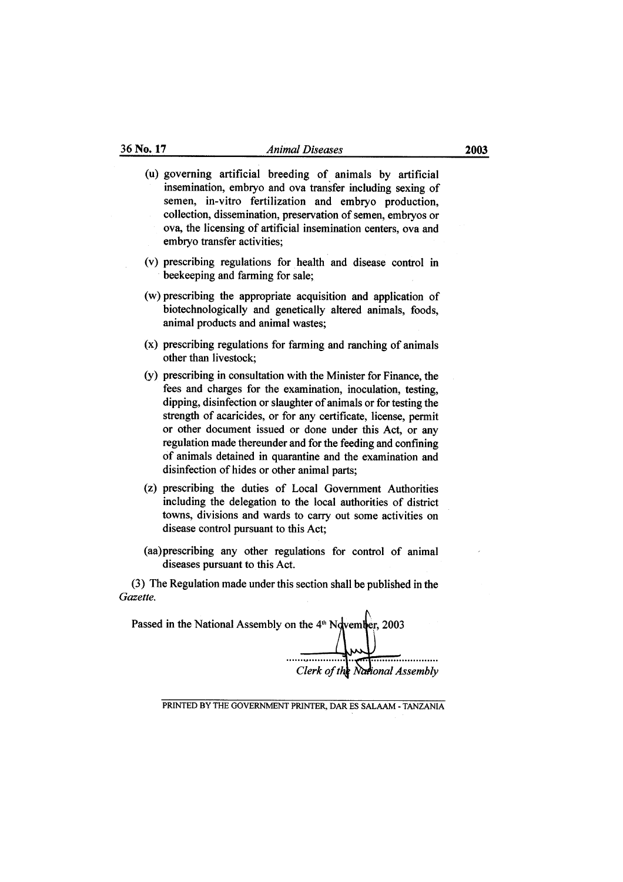(u) governing artificial breeding of animals by artificial insemination, embryo and ova transfer including sexing of semen, in-vitro fertilization and embryo production, collection, dissemination, preservation of semen, embryos or ova, the licensing of artificial insemination centers, ova and embryo transfer activities;

(v) prescribing regulations for health and disease control in beekeeping and farming for sale;

(w) prescribing the appropriate acquisition and application of biotechnologically and genetically altered animals, foods, animal products and animal wastes;

(x) prescribing regulations for farming and ranching of animals other than livestock;

(y) prescribing in consultation with the Minister for Finance, the fees and charges for the examination, inoculation, testing, dipping, disinfection or slaughter of animals or for testing the strength of acaricides, or for any certificate, license, permit or other document issued or done under this Act, or any regulation made thereunder and for the feeding and confining of animals detained in quarantine and the examination and disinfection of hides or other animal parts;

(z) prescribing the duties of Local Government Authorities including the delegation to the local authorities of district towns, divisions and wards to carry out some activities on disease control pursuant to this Act;

(aa) prescribing any other regulations for control of animal diseases pursuant to this Act.

(3) The Regulation made under this section shall be published in the *Gazette*.

Passed in the National Assembly on the 4th November, 2003

..........................................
*Clerk of the National Assembly*

PRINTED BY THE GOVERNMENT PRINTER, DAR ES SALAAM - TANZANIA